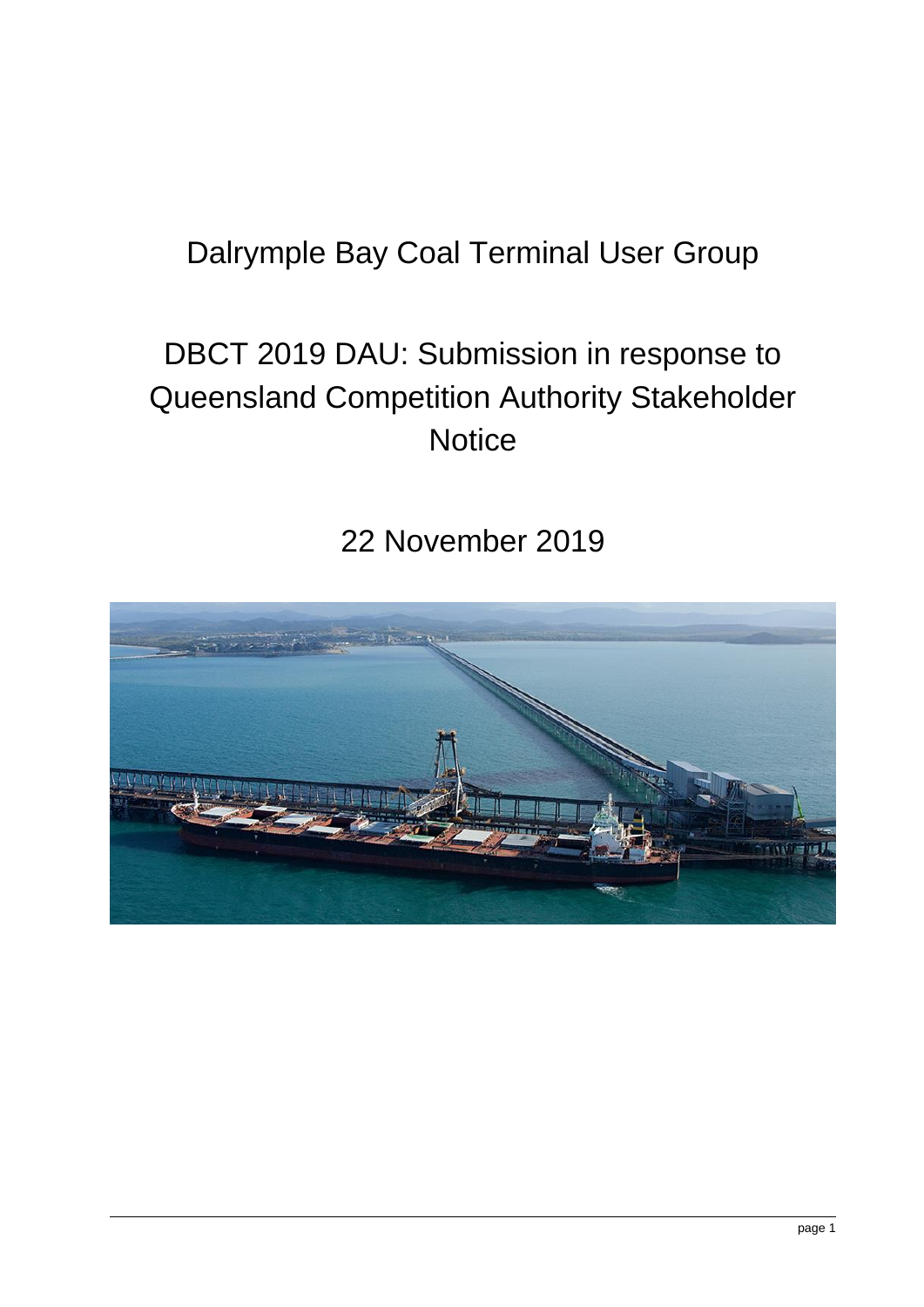# Dalrymple Bay Coal Terminal User Group

# DBCT 2019 DAU: Submission in response to Queensland Competition Authority Stakeholder Notice

22 November 2019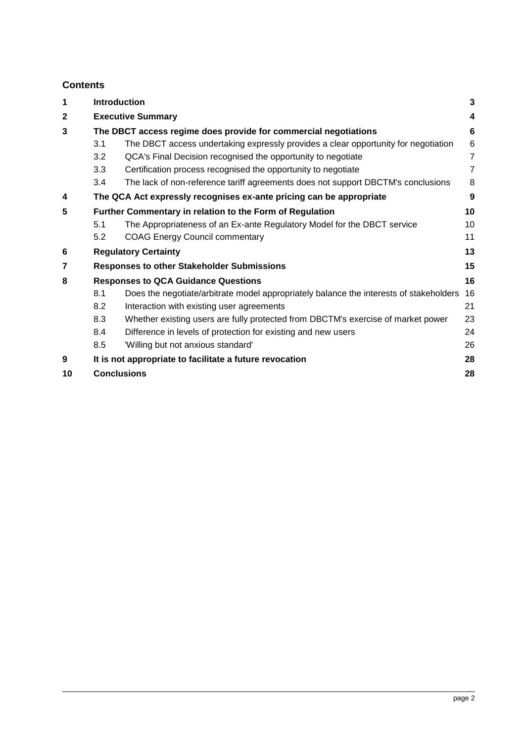## Contents

| | | | |
|---|---|---|---|
| **1** | **Introduction** | | **3** |
| **2** | **Executive Summary** | | **4** |
| **3** | **The DBCT access regime does provide for commercial negotiations** | | **6** |
| | 3.1 | The DBCT access undertaking expressly provides a clear opportunity for negotiation | 6 |
| | 3.2 | QCA's Final Decision recognised the opportunity to negotiate | 7 |
| | 3.3 | Certification process recognised the opportunity to negotiate | 7 |
| | 3.4 | The lack of non-reference tariff agreements does not support DBCTM's conclusions | 8 |
| **4** | **The QCA Act expressly recognises ex-ante pricing can be appropriate** | | **9** |
| **5** | **Further Commentary in relation to the Form of Regulation** | | **10** |
| | 5.1 | The Appropriateness of an Ex-ante Regulatory Model for the DBCT service | 10 |
| | 5.2 | COAG Energy Council commentary | 11 |
| **6** | **Regulatory Certainty** | | **13** |
| **7** | **Responses to other Stakeholder Submissions** | | **15** |
| **8** | **Responses to QCA Guidance Questions** | | **16** |
| | 8.1 | Does the negotiate/arbitrate model appropriately balance the interests of stakeholders | 16 |
| | 8.2 | Interaction with existing user agreements | 21 |
| | 8.3 | Whether existing users are fully protected from DBCTM's exercise of market power | 23 |
| | 8.4 | Difference in levels of protection for existing and new users | 24 |
| | 8.5 | 'Willing but not anxious standard' | 26 |
| **9** | **It is not appropriate to facilitate a future revocation** | | **28** |
| **10** | **Conclusions** | | **28** |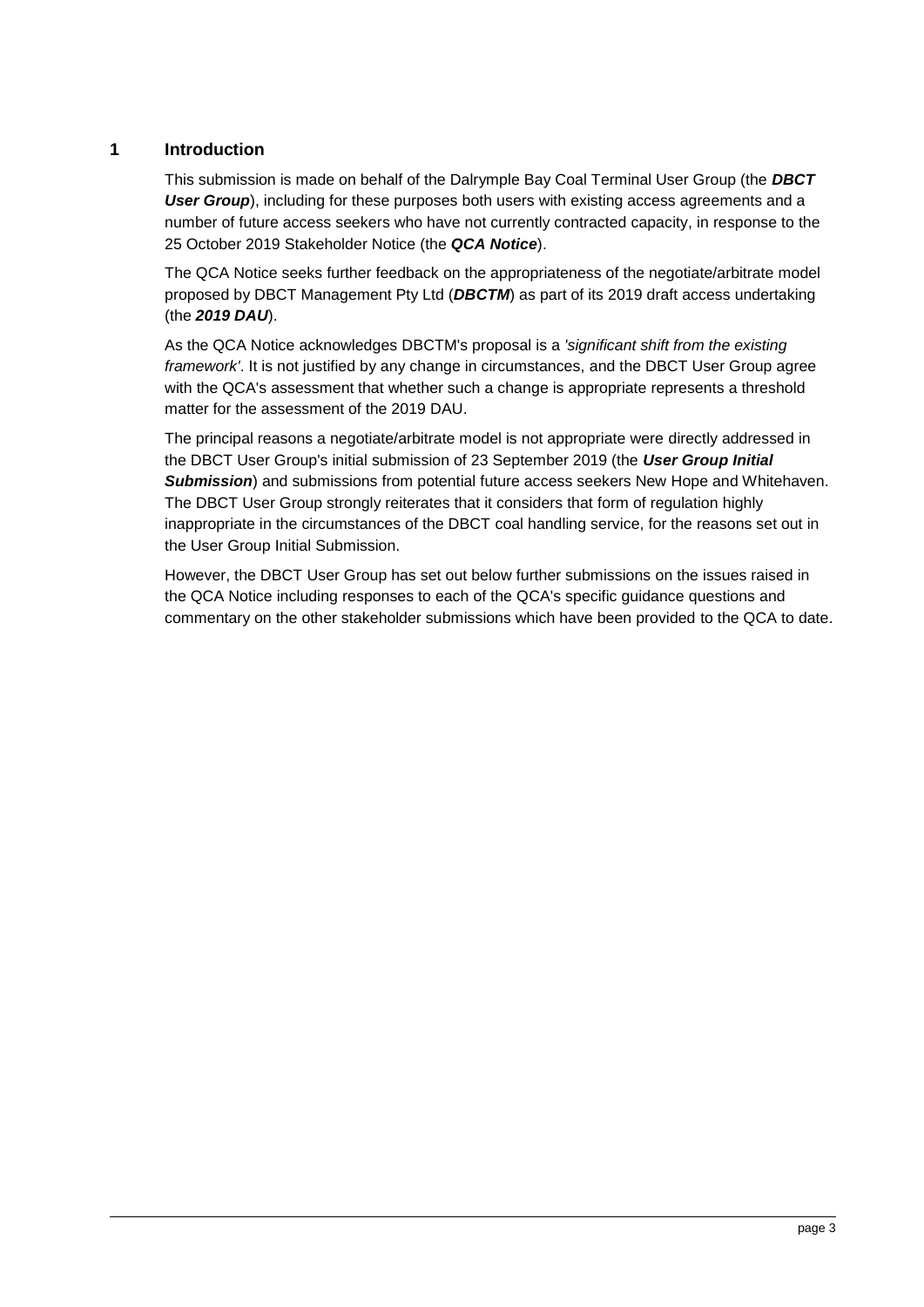## 1 Introduction

This submission is made on behalf of the Dalrymple Bay Coal Terminal User Group (the ***DBCT User Group***), including for these purposes both users with existing access agreements and a number of future access seekers who have not currently contracted capacity, in response to the 25 October 2019 Stakeholder Notice (the ***QCA Notice***).

The QCA Notice seeks further feedback on the appropriateness of the negotiate/arbitrate model proposed by DBCT Management Pty Ltd (***DBCTM***) as part of its 2019 draft access undertaking (the ***2019 DAU***).

As the QCA Notice acknowledges DBCTM's proposal is a *'significant shift from the existing framework'*. It is not justified by any change in circumstances, and the DBCT User Group agree with the QCA's assessment that whether such a change is appropriate represents a threshold matter for the assessment of the 2019 DAU.

The principal reasons a negotiate/arbitrate model is not appropriate were directly addressed in the DBCT User Group's initial submission of 23 September 2019 (the ***User Group Initial Submission***) and submissions from potential future access seekers New Hope and Whitehaven. The DBCT User Group strongly reiterates that it considers that form of regulation highly inappropriate in the circumstances of the DBCT coal handling service, for the reasons set out in the User Group Initial Submission.

However, the DBCT User Group has set out below further submissions on the issues raised in the QCA Notice including responses to each of the QCA's specific guidance questions and commentary on the other stakeholder submissions which have been provided to the QCA to date.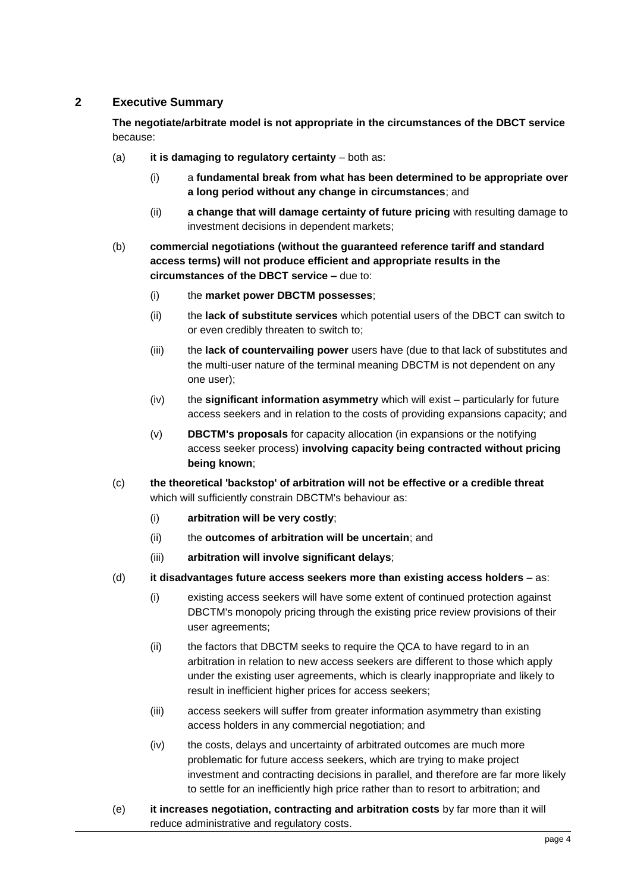## 2 Executive Summary

**The negotiate/arbitrate model is not appropriate in the circumstances of the DBCT service** because:

(a) **it is damaging to regulatory certainty** – both as:

  (i) a **fundamental break from what has been determined to be appropriate over a long period without any change in circumstances**; and

  (ii) **a change that will damage certainty of future pricing** with resulting damage to investment decisions in dependent markets;

(b) **commercial negotiations (without the guaranteed reference tariff and standard access terms) will not produce efficient and appropriate results in the circumstances of the DBCT service –** due to:

  (i) the **market power DBCTM possesses**;

  (ii) the **lack of substitute services** which potential users of the DBCT can switch to or even credibly threaten to switch to;

  (iii) the **lack of countervailing power** users have (due to that lack of substitutes and the multi-user nature of the terminal meaning DBCTM is not dependent on any one user);

  (iv) the **significant information asymmetry** which will exist – particularly for future access seekers and in relation to the costs of providing expansions capacity; and

  (v) **DBCTM's proposals** for capacity allocation (in expansions or the notifying access seeker process) **involving capacity being contracted without pricing being known**;

(c) **the theoretical 'backstop' of arbitration will not be effective or a credible threat** which will sufficiently constrain DBCTM's behaviour as:

  (i) **arbitration will be very costly**;

  (ii) the **outcomes of arbitration will be uncertain**; and

  (iii) **arbitration will involve significant delays**;

(d) **it disadvantages future access seekers more than existing access holders** – as:

  (i) existing access seekers will have some extent of continued protection against DBCTM's monopoly pricing through the existing price review provisions of their user agreements;

  (ii) the factors that DBCTM seeks to require the QCA to have regard to in an arbitration in relation to new access seekers are different to those which apply under the existing user agreements, which is clearly inappropriate and likely to result in inefficient higher prices for access seekers;

  (iii) access seekers will suffer from greater information asymmetry than existing access holders in any commercial negotiation; and

  (iv) the costs, delays and uncertainty of arbitrated outcomes are much more problematic for future access seekers, which are trying to make project investment and contracting decisions in parallel, and therefore are far more likely to settle for an inefficiently high price rather than to resort to arbitration; and

(e) **it increases negotiation, contracting and arbitration costs** by far more than it will reduce administrative and regulatory costs.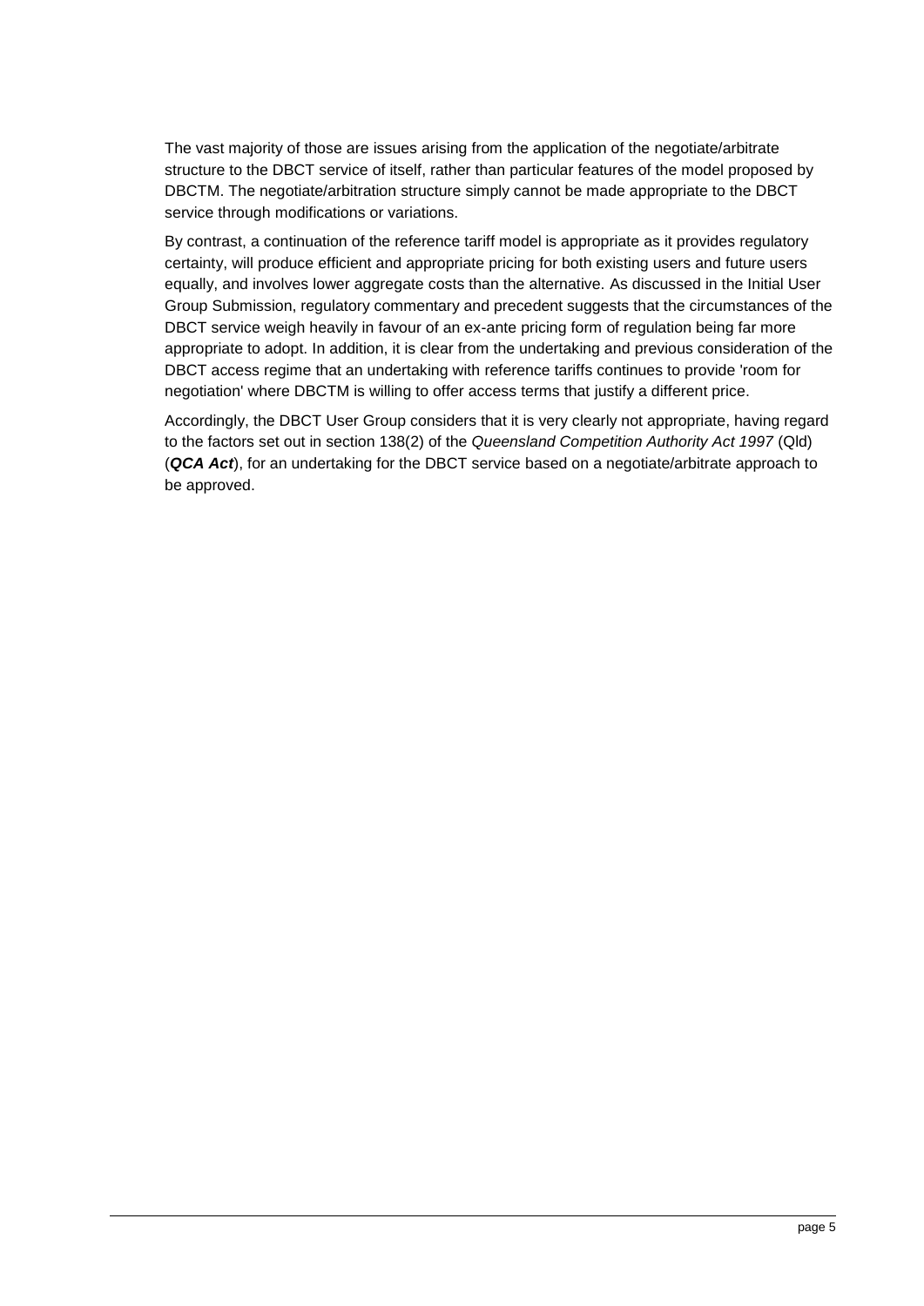The vast majority of those are issues arising from the application of the negotiate/arbitrate structure to the DBCT service of itself, rather than particular features of the model proposed by DBCTM. The negotiate/arbitration structure simply cannot be made appropriate to the DBCT service through modifications or variations.

By contrast, a continuation of the reference tariff model is appropriate as it provides regulatory certainty, will produce efficient and appropriate pricing for both existing users and future users equally, and involves lower aggregate costs than the alternative. As discussed in the Initial User Group Submission, regulatory commentary and precedent suggests that the circumstances of the DBCT service weigh heavily in favour of an ex-ante pricing form of regulation being far more appropriate to adopt. In addition, it is clear from the undertaking and previous consideration of the DBCT access regime that an undertaking with reference tariffs continues to provide 'room for negotiation' where DBCTM is willing to offer access terms that justify a different price.

Accordingly, the DBCT User Group considers that it is very clearly not appropriate, having regard to the factors set out in section 138(2) of the *Queensland Competition Authority Act 1997* (Qld) (***QCA Act***), for an undertaking for the DBCT service based on a negotiate/arbitrate approach to be approved.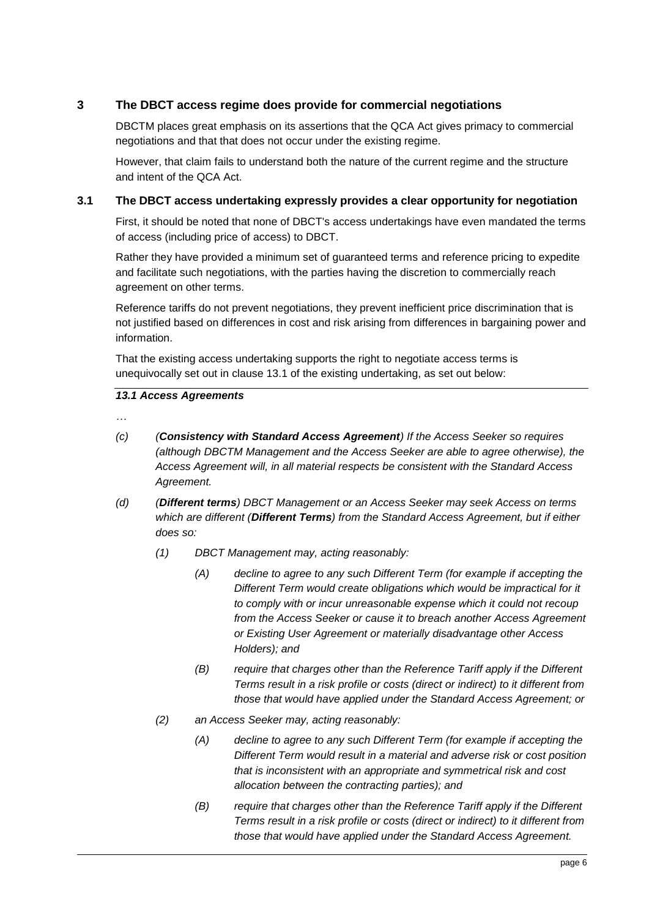## 3 The DBCT access regime does provide for commercial negotiations

DBCTM places great emphasis on its assertions that the QCA Act gives primacy to commercial negotiations and that that does not occur under the existing regime.

However, that claim fails to understand both the nature of the current regime and the structure and intent of the QCA Act.

### 3.1 The DBCT access undertaking expressly provides a clear opportunity for negotiation

First, it should be noted that none of DBCT's access undertakings have even mandated the terms of access (including price of access) to DBCT.

Rather they have provided a minimum set of guaranteed terms and reference pricing to expedite and facilitate such negotiations, with the parties having the discretion to commercially reach agreement on other terms.

Reference tariffs do not prevent negotiations, they prevent inefficient price discrimination that is not justified based on differences in cost and risk arising from differences in bargaining power and information.

That the existing access undertaking supports the right to negotiate access terms is unequivocally set out in clause 13.1 of the existing undertaking, as set out below:

***13.1 Access Agreements***

*…*

*(c) (**Consistency with Standard Access Agreement**) If the Access Seeker so requires (although DBCTM Management and the Access Seeker are able to agree otherwise), the Access Agreement will, in all material respects be consistent with the Standard Access Agreement.*

*(d) (**Different terms**) DBCT Management or an Access Seeker may seek Access on terms which are different (**Different Terms**) from the Standard Access Agreement, but if either does so:*

*(1) DBCT Management may, acting reasonably:*

*(A) decline to agree to any such Different Term (for example if accepting the Different Term would create obligations which would be impractical for it to comply with or incur unreasonable expense which it could not recoup from the Access Seeker or cause it to breach another Access Agreement or Existing User Agreement or materially disadvantage other Access Holders); and*

*(B) require that charges other than the Reference Tariff apply if the Different Terms result in a risk profile or costs (direct or indirect) to it different from those that would have applied under the Standard Access Agreement; or*

*(2) an Access Seeker may, acting reasonably:*

*(A) decline to agree to any such Different Term (for example if accepting the Different Term would result in a material and adverse risk or cost position that is inconsistent with an appropriate and symmetrical risk and cost allocation between the contracting parties); and*

*(B) require that charges other than the Reference Tariff apply if the Different Terms result in a risk profile or costs (direct or indirect) to it different from those that would have applied under the Standard Access Agreement.*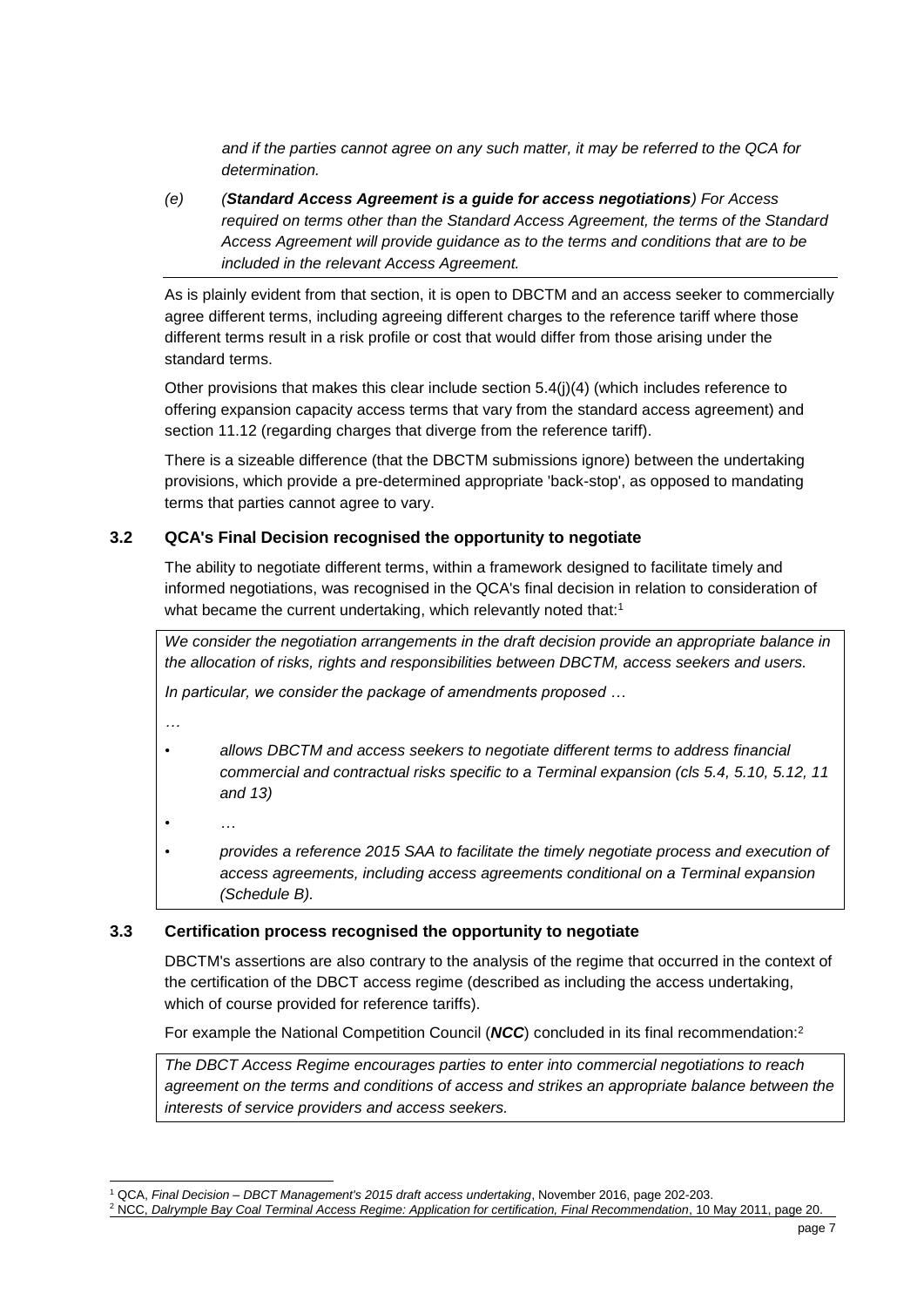*and if the parties cannot agree on any such matter, it may be referred to the QCA for determination.*

*(e) (**Standard Access Agreement is a guide for access negotiations**) For Access required on terms other than the Standard Access Agreement, the terms of the Standard Access Agreement will provide guidance as to the terms and conditions that are to be included in the relevant Access Agreement.*

As is plainly evident from that section, it is open to DBCTM and an access seeker to commercially agree different terms, including agreeing different charges to the reference tariff where those different terms result in a risk profile or cost that would differ from those arising under the standard terms.

Other provisions that makes this clear include section 5.4(j)(4) (which includes reference to offering expansion capacity access terms that vary from the standard access agreement) and section 11.12 (regarding charges that diverge from the reference tariff).

There is a sizeable difference (that the DBCTM submissions ignore) between the undertaking provisions, which provide a pre-determined appropriate 'back-stop', as opposed to mandating terms that parties cannot agree to vary.

### 3.2 QCA's Final Decision recognised the opportunity to negotiate

The ability to negotiate different terms, within a framework designed to facilitate timely and informed negotiations, was recognised in the QCA's final decision in relation to consideration of what became the current undertaking, which relevantly noted that:[1]

> *We consider the negotiation arrangements in the draft decision provide an appropriate balance in the allocation of risks, rights and responsibilities between DBCTM, access seekers and users.*
>
> *In particular, we consider the package of amendments proposed …*
>
> *…*
>
> - *allows DBCTM and access seekers to negotiate different terms to address financial commercial and contractual risks specific to a Terminal expansion (cls 5.4, 5.10, 5.12, 11 and 13)*
> - *…*
> - *provides a reference 2015 SAA to facilitate the timely negotiate process and execution of access agreements, including access agreements conditional on a Terminal expansion (Schedule B).*

### 3.3 Certification process recognised the opportunity to negotiate

DBCTM's assertions are also contrary to the analysis of the regime that occurred in the context of the certification of the DBCT access regime (described as including the access undertaking, which of course provided for reference tariffs).

For example the National Competition Council (***NCC***) concluded in its final recommendation:[2]

> *The DBCT Access Regime encourages parties to enter into commercial negotiations to reach agreement on the terms and conditions of access and strikes an appropriate balance between the interests of service providers and access seekers.*

---

[1] QCA, *Final Decision – DBCT Management's 2015 draft access undertaking*, November 2016, page 202-203.

[2] NCC, *Dalrymple Bay Coal Terminal Access Regime: Application for certification, Final Recommendation*, 10 May 2011, page 20.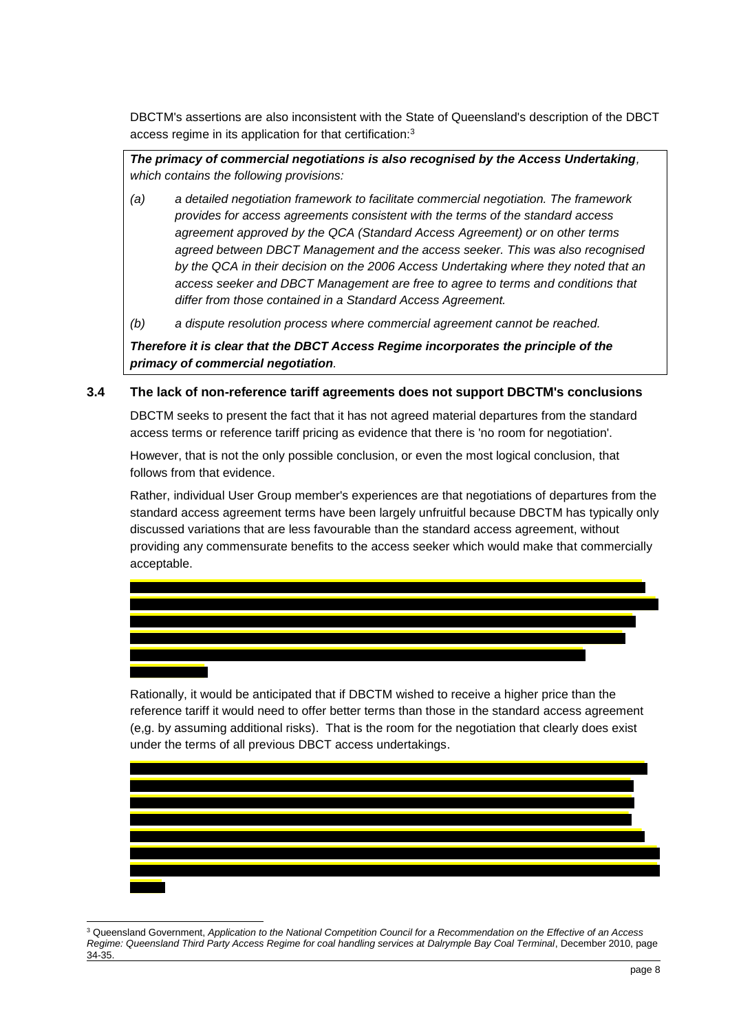DBCTM's assertions are also inconsistent with the State of Queensland's description of the DBCT access regime in its application for that certification:[3]

> ***The primacy of commercial negotiations is also recognised by the Access Undertaking****, which contains the following provisions:*
>
> *(a) a detailed negotiation framework to facilitate commercial negotiation. The framework provides for access agreements consistent with the terms of the standard access agreement approved by the QCA (Standard Access Agreement) or on other terms agreed between DBCT Management and the access seeker. This was also recognised by the QCA in their decision on the 2006 Access Undertaking where they noted that an access seeker and DBCT Management are free to agree to terms and conditions that differ from those contained in a Standard Access Agreement.*
>
> *(b) a dispute resolution process where commercial agreement cannot be reached.*
>
> ***Therefore it is clear that the DBCT Access Regime incorporates the principle of the primacy of commercial negotiation****.*

### 3.4 The lack of non-reference tariff agreements does not support DBCTM's conclusions

DBCTM seeks to present the fact that it has not agreed material departures from the standard access terms or reference tariff pricing as evidence that there is 'no room for negotiation'.

However, that is not the only possible conclusion, or even the most logical conclusion, that follows from that evidence.

Rather, individual User Group member's experiences are that negotiations of departures from the standard access agreement terms have been largely unfruitful because DBCTM has typically only discussed variations that are less favourable than the standard access agreement, without providing any commensurate benefits to the access seeker which would make that commercially acceptable.

Rationally, it would be anticipated that if DBCTM wished to receive a higher price than the reference tariff it would need to offer better terms than those in the standard access agreement (e,g. by assuming additional risks). That is the room for the negotiation that clearly does exist under the terms of all previous DBCT access undertakings.

[3] Queensland Government, *Application to the National Competition Council for a Recommendation on the Effective of an Access Regime: Queensland Third Party Access Regime for coal handling services at Dalrymple Bay Coal Terminal*, December 2010, page 34-35.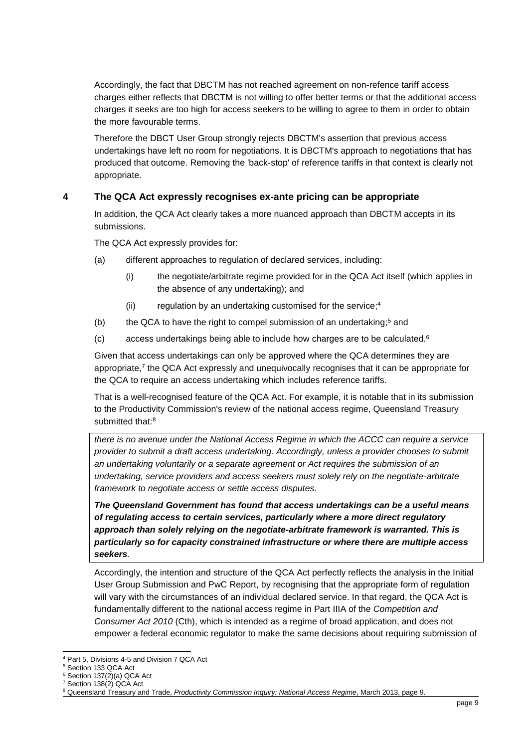Accordingly, the fact that DBCTM has not reached agreement on non-refence tariff access charges either reflects that DBCTM is not willing to offer better terms or that the additional access charges it seeks are too high for access seekers to be willing to agree to them in order to obtain the more favourable terms.

Therefore the DBCT User Group strongly rejects DBCTM's assertion that previous access undertakings have left no room for negotiations. It is DBCTM's approach to negotiations that has produced that outcome. Removing the 'back-stop' of reference tariffs in that context is clearly not appropriate.

## 4 The QCA Act expressly recognises ex-ante pricing can be appropriate

In addition, the QCA Act clearly takes a more nuanced approach than DBCTM accepts in its submissions.

The QCA Act expressly provides for:

(a) different approaches to regulation of declared services, including:

  (i) the negotiate/arbitrate regime provided for in the QCA Act itself (which applies in the absence of any undertaking); and

  (ii) regulation by an undertaking customised for the service;[4]

(b) the QCA to have the right to compel submission of an undertaking;[5] and

(c) access undertakings being able to include how charges are to be calculated.[6]

Given that access undertakings can only be approved where the QCA determines they are appropriate,[7] the QCA Act expressly and unequivocally recognises that it can be appropriate for the QCA to require an access undertaking which includes reference tariffs.

That is a well-recognised feature of the QCA Act. For example, it is notable that in its submission to the Productivity Commission's review of the national access regime, Queensland Treasury submitted that:[8]

> *there is no avenue under the National Access Regime in which the ACCC can require a service provider to submit a draft access undertaking. Accordingly, unless a provider chooses to submit an undertaking voluntarily or a separate agreement or Act requires the submission of an undertaking, service providers and access seekers must solely rely on the negotiate-arbitrate framework to negotiate access or settle access disputes.*
>
> ***The Queensland Government has found that access undertakings can be a useful means of regulating access to certain services, particularly where a more direct regulatory approach than solely relying on the negotiate-arbitrate framework is warranted. This is particularly so for capacity constrained infrastructure or where there are multiple access seekers**.*

Accordingly, the intention and structure of the QCA Act perfectly reflects the analysis in the Initial User Group Submission and PwC Report, by recognising that the appropriate form of regulation will vary with the circumstances of an individual declared service. In that regard, the QCA Act is fundamentally different to the national access regime in Part IIIA of the *Competition and Consumer Act 2010* (Cth), which is intended as a regime of broad application, and does not empower a federal economic regulator to make the same decisions about requiring submission of

---

[4] Part 5, Divisions 4-5 and Division 7 QCA Act

[5] Section 133 QCA Act

[6] Section 137(2)(a) QCA Act

[7] Section 138(2) QCA Act

[8] Queensland Treasury and Trade, *Productivity Commission Inquiry: National Access Regime*, March 2013, page 9.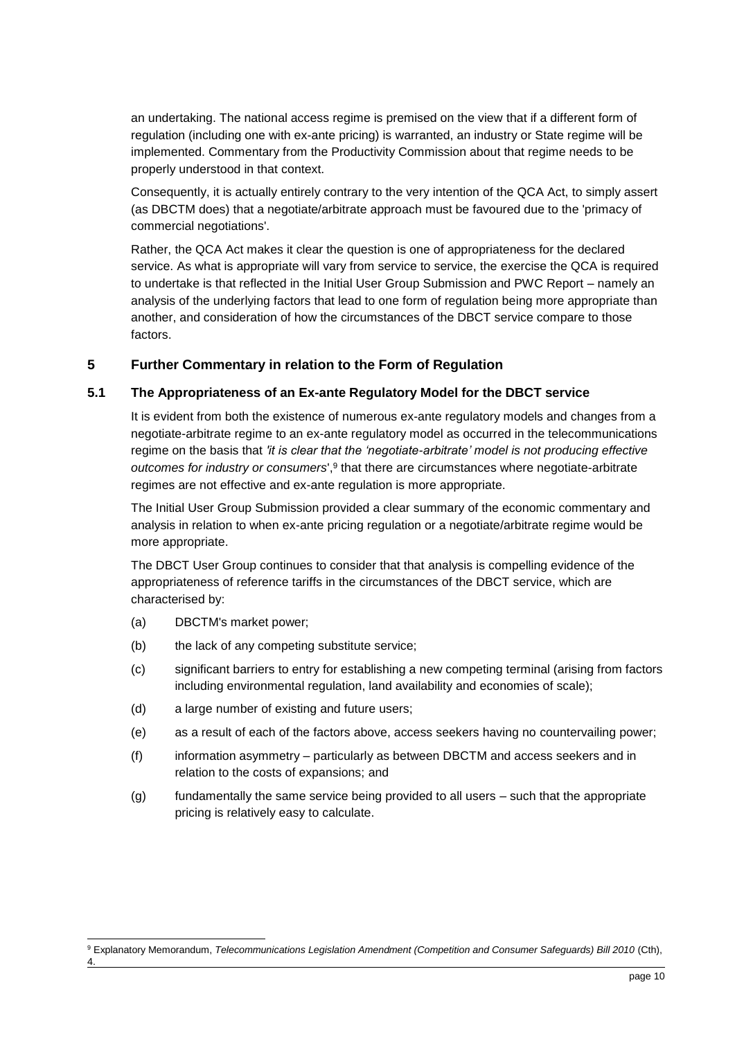an undertaking. The national access regime is premised on the view that if a different form of regulation (including one with ex-ante pricing) is warranted, an industry or State regime will be implemented. Commentary from the Productivity Commission about that regime needs to be properly understood in that context.

Consequently, it is actually entirely contrary to the very intention of the QCA Act, to simply assert (as DBCTM does) that a negotiate/arbitrate approach must be favoured due to the 'primacy of commercial negotiations'.

Rather, the QCA Act makes it clear the question is one of appropriateness for the declared service. As what is appropriate will vary from service to service, the exercise the QCA is required to undertake is that reflected in the Initial User Group Submission and PWC Report – namely an analysis of the underlying factors that lead to one form of regulation being more appropriate than another, and consideration of how the circumstances of the DBCT service compare to those factors.

## 5 Further Commentary in relation to the Form of Regulation

### 5.1 The Appropriateness of an Ex-ante Regulatory Model for the DBCT service

It is evident from both the existence of numerous ex-ante regulatory models and changes from a negotiate-arbitrate regime to an ex-ante regulatory model as occurred in the telecommunications regime on the basis that *'it is clear that the 'negotiate-arbitrate' model is not producing effective outcomes for industry or consumers*',[9] that there are circumstances where negotiate-arbitrate regimes are not effective and ex-ante regulation is more appropriate.

The Initial User Group Submission provided a clear summary of the economic commentary and analysis in relation to when ex-ante pricing regulation or a negotiate/arbitrate regime would be more appropriate.

The DBCT User Group continues to consider that that analysis is compelling evidence of the appropriateness of reference tariffs in the circumstances of the DBCT service, which are characterised by:

(a) DBCTM's market power;

(b) the lack of any competing substitute service;

(c) significant barriers to entry for establishing a new competing terminal (arising from factors including environmental regulation, land availability and economies of scale);

(d) a large number of existing and future users;

(e) as a result of each of the factors above, access seekers having no countervailing power;

(f) information asymmetry – particularly as between DBCTM and access seekers and in relation to the costs of expansions; and

(g) fundamentally the same service being provided to all users – such that the appropriate pricing is relatively easy to calculate.

---

[9] Explanatory Memorandum, *Telecommunications Legislation Amendment (Competition and Consumer Safeguards) Bill 2010* (Cth), 4.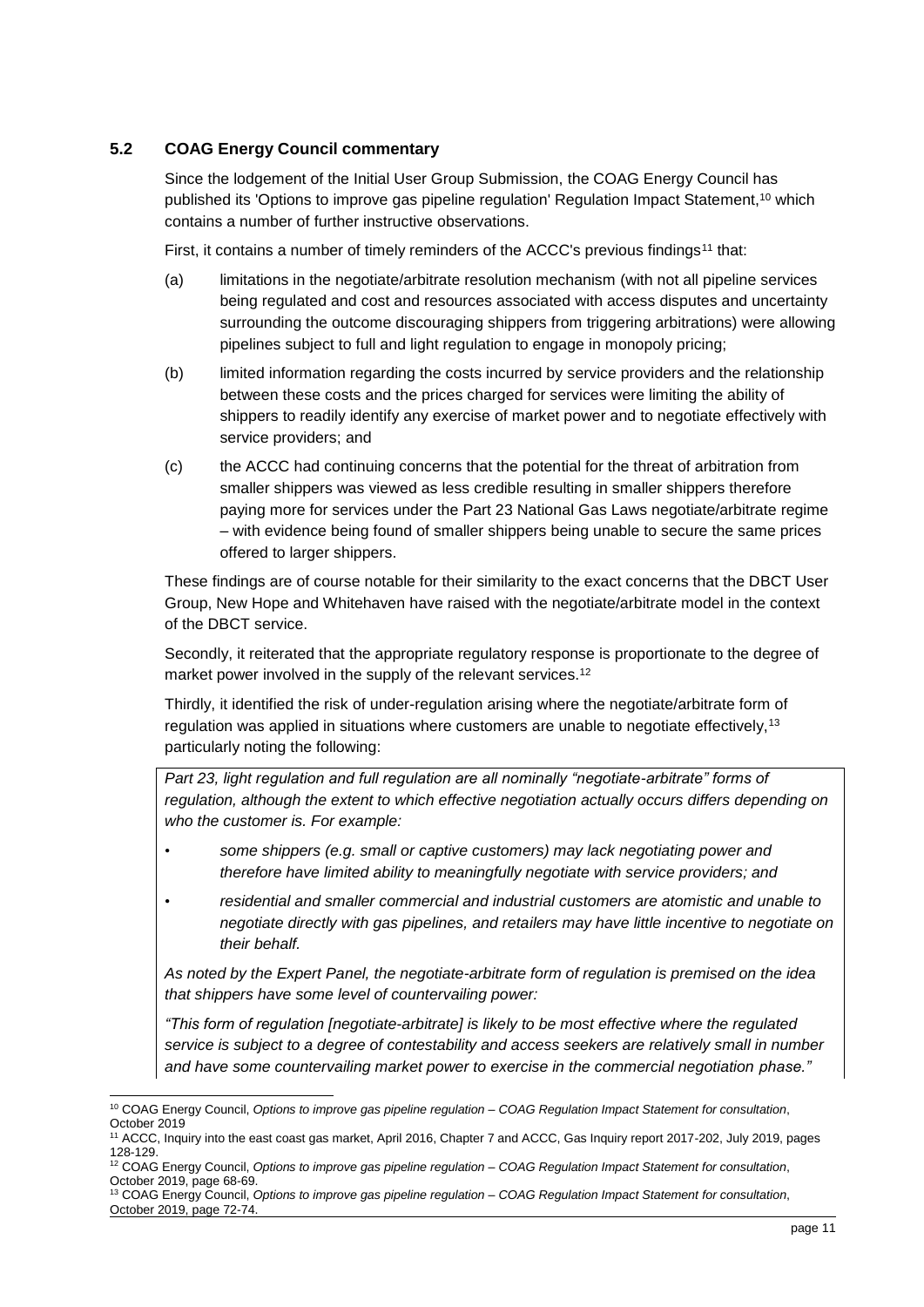### 5.2 COAG Energy Council commentary

Since the lodgement of the Initial User Group Submission, the COAG Energy Council has published its 'Options to improve gas pipeline regulation' Regulation Impact Statement,[10] which contains a number of further instructive observations.

First, it contains a number of timely reminders of the ACCC's previous findings[11] that:

(a) limitations in the negotiate/arbitrate resolution mechanism (with not all pipeline services being regulated and cost and resources associated with access disputes and uncertainty surrounding the outcome discouraging shippers from triggering arbitrations) were allowing pipelines subject to full and light regulation to engage in monopoly pricing;

(b) limited information regarding the costs incurred by service providers and the relationship between these costs and the prices charged for services were limiting the ability of shippers to readily identify any exercise of market power and to negotiate effectively with service providers; and

(c) the ACCC had continuing concerns that the potential for the threat of arbitration from smaller shippers was viewed as less credible resulting in smaller shippers therefore paying more for services under the Part 23 National Gas Laws negotiate/arbitrate regime – with evidence being found of smaller shippers being unable to secure the same prices offered to larger shippers.

These findings are of course notable for their similarity to the exact concerns that the DBCT User Group, New Hope and Whitehaven have raised with the negotiate/arbitrate model in the context of the DBCT service.

Secondly, it reiterated that the appropriate regulatory response is proportionate to the degree of market power involved in the supply of the relevant services.[12]

Thirdly, it identified the risk of under-regulation arising where the negotiate/arbitrate form of regulation was applied in situations where customers are unable to negotiate effectively,[13] particularly noting the following:

> *Part 23, light regulation and full regulation are all nominally "negotiate-arbitrate" forms of regulation, although the extent to which effective negotiation actually occurs differs depending on who the customer is. For example:*
>
> - *some shippers (e.g. small or captive customers) may lack negotiating power and therefore have limited ability to meaningfully negotiate with service providers; and*
> - *residential and smaller commercial and industrial customers are atomistic and unable to negotiate directly with gas pipelines, and retailers may have little incentive to negotiate on their behalf.*
>
> *As noted by the Expert Panel, the negotiate-arbitrate form of regulation is premised on the idea that shippers have some level of countervailing power:*
>
> *"This form of regulation [negotiate-arbitrate] is likely to be most effective where the regulated service is subject to a degree of contestability and access seekers are relatively small in number and have some countervailing market power to exercise in the commercial negotiation phase."*

---

[10] COAG Energy Council, *Options to improve gas pipeline regulation – COAG Regulation Impact Statement for consultation*, October 2019

[11] ACCC, Inquiry into the east coast gas market, April 2016, Chapter 7 and ACCC, Gas Inquiry report 2017-202, July 2019, pages 128-129.

[12] COAG Energy Council, *Options to improve gas pipeline regulation – COAG Regulation Impact Statement for consultation*, October 2019, page 68-69.

[13] COAG Energy Council, *Options to improve gas pipeline regulation – COAG Regulation Impact Statement for consultation*, October 2019, page 72-74.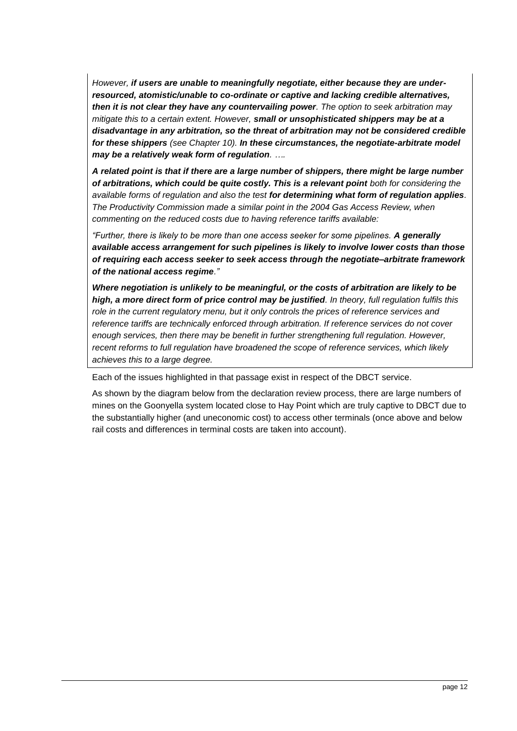> *However, **if users are unable to meaningfully negotiate, either because they are under-resourced, atomistic/unable to co-ordinate or captive and lacking credible alternatives, then it is not clear they have any countervailing power**. The option to seek arbitration may mitigate this to a certain extent. However, **small or unsophisticated shippers may be at a disadvantage in any arbitration, so the threat of arbitration may not be considered credible for these shippers** (see Chapter 10). **In these circumstances, the negotiate-arbitrate model may be a relatively weak form of regulation**. ….*
>
> ***A related point is that if there are a large number of shippers, there might be large number of arbitrations, which could be quite costly. This is a relevant point** both for considering the available forms of regulation and also the test **for determining what form of regulation applies**. The Productivity Commission made a similar point in the 2004 Gas Access Review, when commenting on the reduced costs due to having reference tariffs available:*
>
> *"Further, there is likely to be more than one access seeker for some pipelines. **A generally available access arrangement for such pipelines is likely to involve lower costs than those of requiring each access seeker to seek access through the negotiate–arbitrate framework of the national access regime**."*
>
> ***Where negotiation is unlikely to be meaningful, or the costs of arbitration are likely to be high, a more direct form of price control may be justified**. In theory, full regulation fulfils this role in the current regulatory menu, but it only controls the prices of reference services and reference tariffs are technically enforced through arbitration. If reference services do not cover enough services, then there may be benefit in further strengthening full regulation. However, recent reforms to full regulation have broadened the scope of reference services, which likely achieves this to a large degree.*

Each of the issues highlighted in that passage exist in respect of the DBCT service.

As shown by the diagram below from the declaration review process, there are large numbers of mines on the Goonyella system located close to Hay Point which are truly captive to DBCT due to the substantially higher (and uneconomic cost) to access other terminals (once above and below rail costs and differences in terminal costs are taken into account).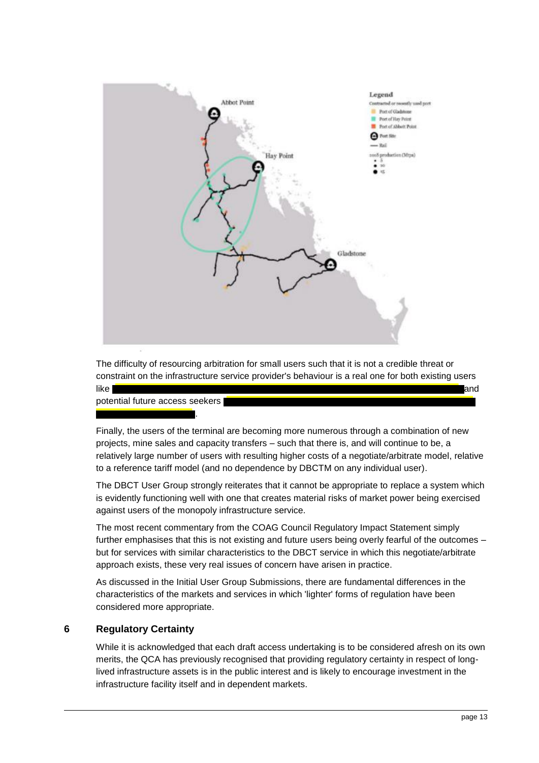The difficulty of resourcing arbitration for small users such that it is not a credible threat or constraint on the infrastructure service provider's behaviour is a real one for both existing users like [redacted] and potential future access seekers [redacted].

Finally, the users of the terminal are becoming more numerous through a combination of new projects, mine sales and capacity transfers – such that there is, and will continue to be, a relatively large number of users with resulting higher costs of a negotiate/arbitrate model, relative to a reference tariff model (and no dependence by DBCTM on any individual user).

The DBCT User Group strongly reiterates that it cannot be appropriate to replace a system which is evidently functioning well with one that creates material risks of market power being exercised against users of the monopoly infrastructure service.

The most recent commentary from the COAG Council Regulatory Impact Statement simply further emphasises that this is not existing and future users being overly fearful of the outcomes – but for services with similar characteristics to the DBCT service in which this negotiate/arbitrate approach exists, these very real issues of concern have arisen in practice.

As discussed in the Initial User Group Submissions, there are fundamental differences in the characteristics of the markets and services in which 'lighter' forms of regulation have been considered more appropriate.

## 6 Regulatory Certainty

While it is acknowledged that each draft access undertaking is to be considered afresh on its own merits, the QCA has previously recognised that providing regulatory certainty in respect of long-lived infrastructure assets is in the public interest and is likely to encourage investment in the infrastructure facility itself and in dependent markets.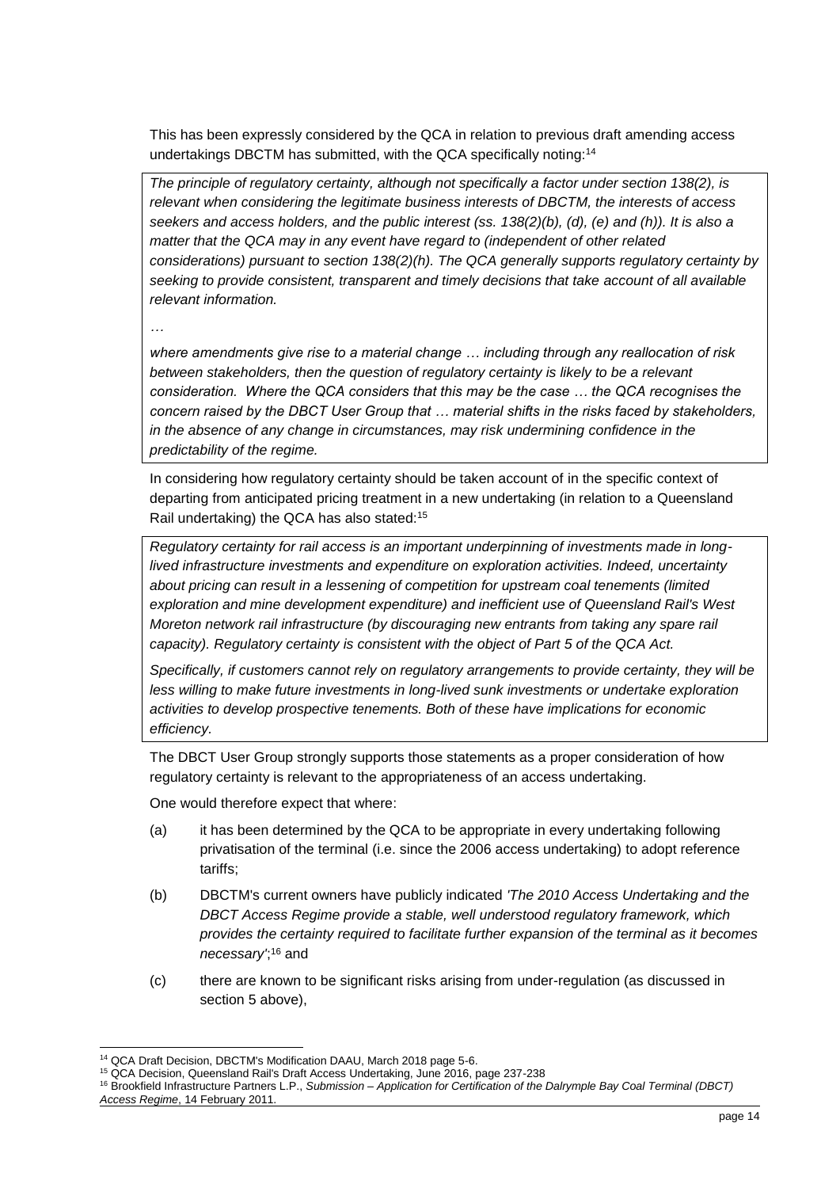This has been expressly considered by the QCA in relation to previous draft amending access undertakings DBCTM has submitted, with the QCA specifically noting:[14]

> *The principle of regulatory certainty, although not specifically a factor under section 138(2), is relevant when considering the legitimate business interests of DBCTM, the interests of access seekers and access holders, and the public interest (ss. 138(2)(b), (d), (e) and (h)). It is also a matter that the QCA may in any event have regard to (independent of other related considerations) pursuant to section 138(2)(h). The QCA generally supports regulatory certainty by seeking to provide consistent, transparent and timely decisions that take account of all available relevant information.*
>
> *…*
>
> *where amendments give rise to a material change … including through any reallocation of risk between stakeholders, then the question of regulatory certainty is likely to be a relevant consideration. Where the QCA considers that this may be the case … the QCA recognises the concern raised by the DBCT User Group that … material shifts in the risks faced by stakeholders, in the absence of any change in circumstances, may risk undermining confidence in the predictability of the regime.*

In considering how regulatory certainty should be taken account of in the specific context of departing from anticipated pricing treatment in a new undertaking (in relation to a Queensland Rail undertaking) the QCA has also stated:[15]

> *Regulatory certainty for rail access is an important underpinning of investments made in long-lived infrastructure investments and expenditure on exploration activities. Indeed, uncertainty about pricing can result in a lessening of competition for upstream coal tenements (limited exploration and mine development expenditure) and inefficient use of Queensland Rail's West Moreton network rail infrastructure (by discouraging new entrants from taking any spare rail capacity). Regulatory certainty is consistent with the object of Part 5 of the QCA Act.*
>
> *Specifically, if customers cannot rely on regulatory arrangements to provide certainty, they will be less willing to make future investments in long-lived sunk investments or undertake exploration activities to develop prospective tenements. Both of these have implications for economic efficiency.*

The DBCT User Group strongly supports those statements as a proper consideration of how regulatory certainty is relevant to the appropriateness of an access undertaking.

One would therefore expect that where:

(a) it has been determined by the QCA to be appropriate in every undertaking following privatisation of the terminal (i.e. since the 2006 access undertaking) to adopt reference tariffs;

(b) DBCTM's current owners have publicly indicated *'The 2010 Access Undertaking and the DBCT Access Regime provide a stable, well understood regulatory framework, which provides the certainty required to facilitate further expansion of the terminal as it becomes necessary'*;[16] and

(c) there are known to be significant risks arising from under-regulation (as discussed in section 5 above),

---

[14] QCA Draft Decision, DBCTM's Modification DAAU, March 2018 page 5-6.

[15] QCA Decision, Queensland Rail's Draft Access Undertaking, June 2016, page 237-238

[16] Brookfield Infrastructure Partners L.P., *Submission – Application for Certification of the Dalrymple Bay Coal Terminal (DBCT) Access Regime*, 14 February 2011.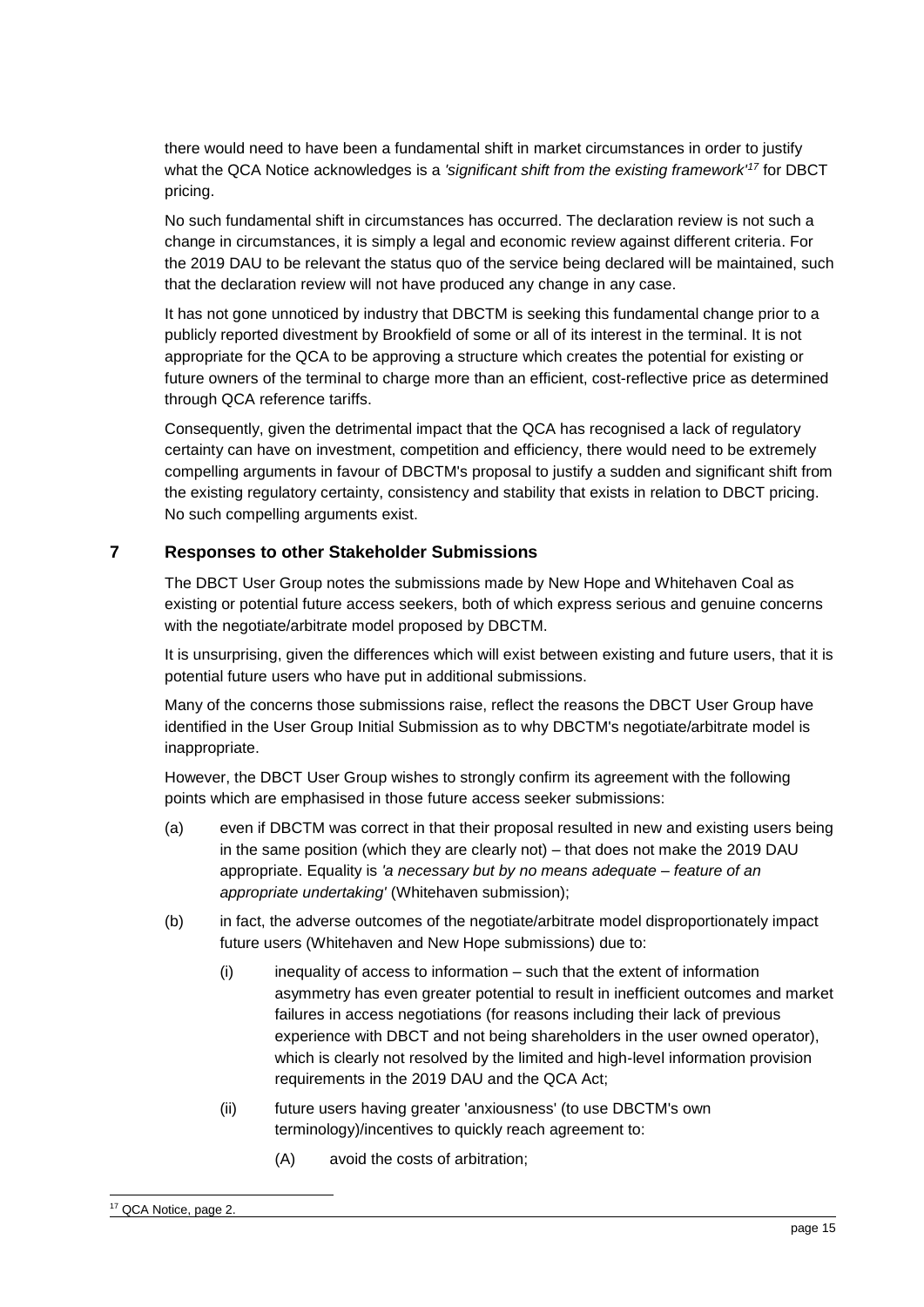there would need to have been a fundamental shift in market circumstances in order to justify what the QCA Notice acknowledges is a *'significant shift from the existing framework'*[17] for DBCT pricing.

No such fundamental shift in circumstances has occurred. The declaration review is not such a change in circumstances, it is simply a legal and economic review against different criteria. For the 2019 DAU to be relevant the status quo of the service being declared will be maintained, such that the declaration review will not have produced any change in any case.

It has not gone unnoticed by industry that DBCTM is seeking this fundamental change prior to a publicly reported divestment by Brookfield of some or all of its interest in the terminal. It is not appropriate for the QCA to be approving a structure which creates the potential for existing or future owners of the terminal to charge more than an efficient, cost-reflective price as determined through QCA reference tariffs.

Consequently, given the detrimental impact that the QCA has recognised a lack of regulatory certainty can have on investment, competition and efficiency, there would need to be extremely compelling arguments in favour of DBCTM's proposal to justify a sudden and significant shift from the existing regulatory certainty, consistency and stability that exists in relation to DBCT pricing. No such compelling arguments exist.

## 7 Responses to other Stakeholder Submissions

The DBCT User Group notes the submissions made by New Hope and Whitehaven Coal as existing or potential future access seekers, both of which express serious and genuine concerns with the negotiate/arbitrate model proposed by DBCTM.

It is unsurprising, given the differences which will exist between existing and future users, that it is potential future users who have put in additional submissions.

Many of the concerns those submissions raise, reflect the reasons the DBCT User Group have identified in the User Group Initial Submission as to why DBCTM's negotiate/arbitrate model is inappropriate.

However, the DBCT User Group wishes to strongly confirm its agreement with the following points which are emphasised in those future access seeker submissions:

(a) even if DBCTM was correct in that their proposal resulted in new and existing users being in the same position (which they are clearly not) – that does not make the 2019 DAU appropriate. Equality is *'a necessary but by no means adequate – feature of an appropriate undertaking'* (Whitehaven submission);

(b) in fact, the adverse outcomes of the negotiate/arbitrate model disproportionately impact future users (Whitehaven and New Hope submissions) due to:

  (i) inequality of access to information – such that the extent of information asymmetry has even greater potential to result in inefficient outcomes and market failures in access negotiations (for reasons including their lack of previous experience with DBCT and not being shareholders in the user owned operator), which is clearly not resolved by the limited and high-level information provision requirements in the 2019 DAU and the QCA Act;

  (ii) future users having greater 'anxiousness' (to use DBCTM's own terminology)/incentives to quickly reach agreement to:

    (A) avoid the costs of arbitration;

[17] QCA Notice, page 2.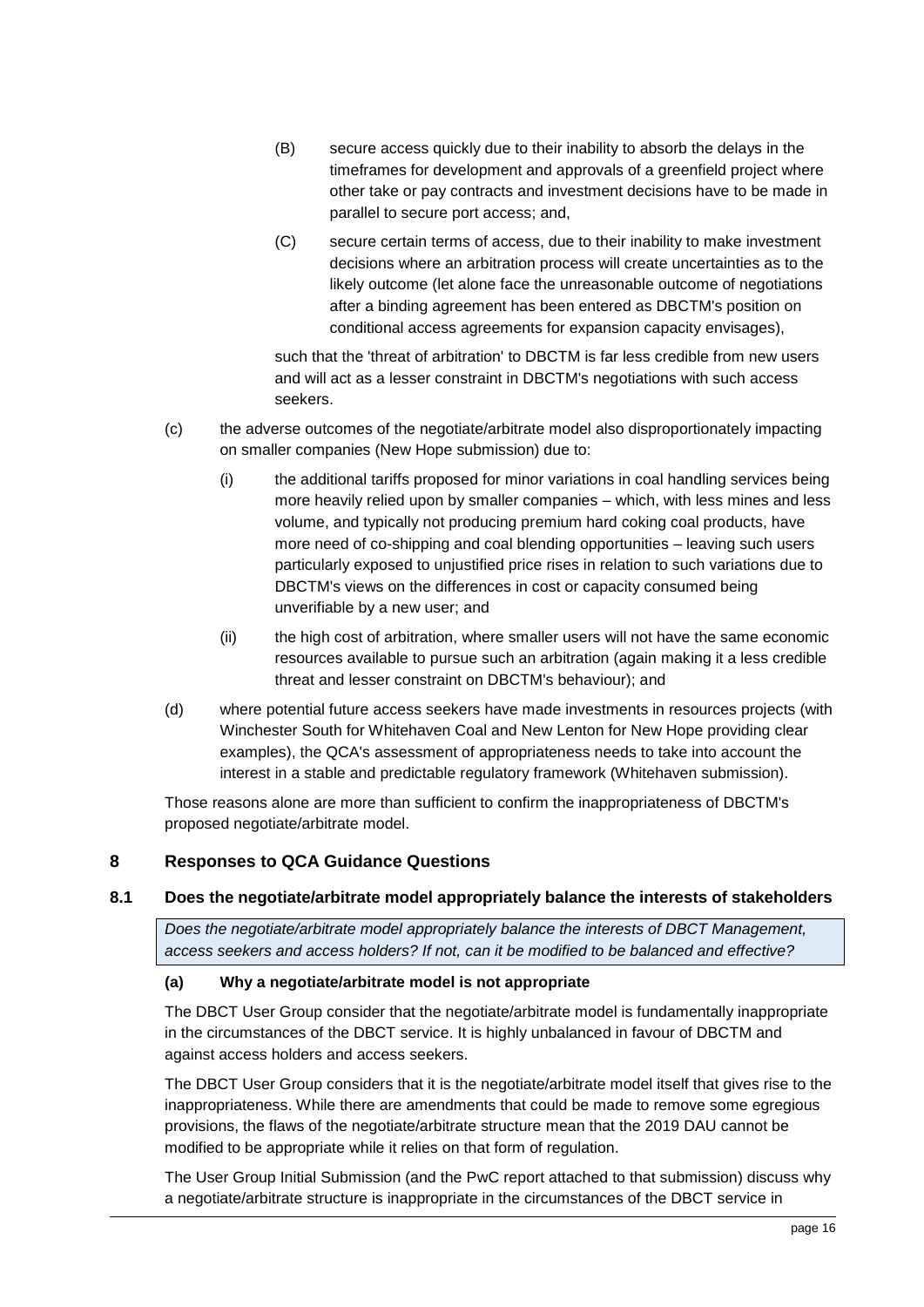(B) secure access quickly due to their inability to absorb the delays in the timeframes for development and approvals of a greenfield project where other take or pay contracts and investment decisions have to be made in parallel to secure port access; and,

(C) secure certain terms of access, due to their inability to make investment decisions where an arbitration process will create uncertainties as to the likely outcome (let alone face the unreasonable outcome of negotiations after a binding agreement has been entered as DBCTM's position on conditional access agreements for expansion capacity envisages),

such that the 'threat of arbitration' to DBCTM is far less credible from new users and will act as a lesser constraint in DBCTM's negotiations with such access seekers.

(c) the adverse outcomes of the negotiate/arbitrate model also disproportionately impacting on smaller companies (New Hope submission) due to:

(i) the additional tariffs proposed for minor variations in coal handling services being more heavily relied upon by smaller companies – which, with less mines and less volume, and typically not producing premium hard coking coal products, have more need of co-shipping and coal blending opportunities – leaving such users particularly exposed to unjustified price rises in relation to such variations due to DBCTM's views on the differences in cost or capacity consumed being unverifiable by a new user; and

(ii) the high cost of arbitration, where smaller users will not have the same economic resources available to pursue such an arbitration (again making it a less credible threat and lesser constraint on DBCTM's behaviour); and

(d) where potential future access seekers have made investments in resources projects (with Winchester South for Whitehaven Coal and New Lenton for New Hope providing clear examples), the QCA's assessment of appropriateness needs to take into account the interest in a stable and predictable regulatory framework (Whitehaven submission).

Those reasons alone are more than sufficient to confirm the inappropriateness of DBCTM's proposed negotiate/arbitrate model.

## 8 Responses to QCA Guidance Questions

### 8.1 Does the negotiate/arbitrate model appropriately balance the interests of stakeholders

*Does the negotiate/arbitrate model appropriately balance the interests of DBCT Management, access seekers and access holders? If not, can it be modified to be balanced and effective?*

#### (a) Why a negotiate/arbitrate model is not appropriate

The DBCT User Group consider that the negotiate/arbitrate model is fundamentally inappropriate in the circumstances of the DBCT service. It is highly unbalanced in favour of DBCTM and against access holders and access seekers.

The DBCT User Group considers that it is the negotiate/arbitrate model itself that gives rise to the inappropriateness. While there are amendments that could be made to remove some egregious provisions, the flaws of the negotiate/arbitrate structure mean that the 2019 DAU cannot be modified to be appropriate while it relies on that form of regulation.

The User Group Initial Submission (and the PwC report attached to that submission) discuss why a negotiate/arbitrate structure is inappropriate in the circumstances of the DBCT service in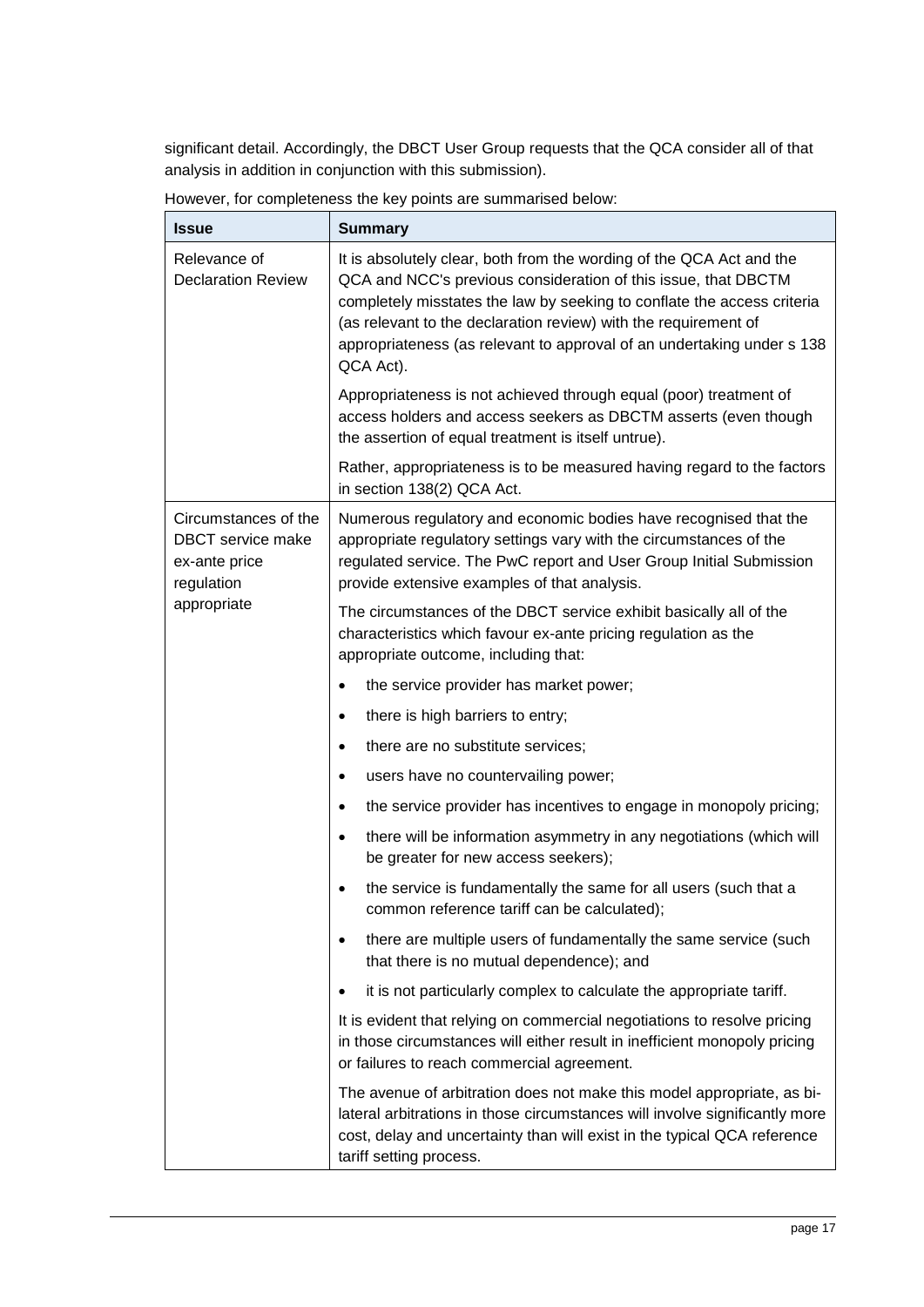significant detail. Accordingly, the DBCT User Group requests that the QCA consider all of that analysis in addition in conjunction with this submission).

However, for completeness the key points are summarised below:

| Issue | Summary |
| --- | --- |
| Relevance of Declaration Review | It is absolutely clear, both from the wording of the QCA Act and the QCA and NCC's previous consideration of this issue, that DBCTM completely misstates the law by seeking to conflate the access criteria (as relevant to the declaration review) with the requirement of appropriateness (as relevant to approval of an undertaking under s 138 QCA Act).<br><br>Appropriateness is not achieved through equal (poor) treatment of access holders and access seekers as DBCTM asserts (even though the assertion of equal treatment is itself untrue).<br><br>Rather, appropriateness is to be measured having regard to the factors in section 138(2) QCA Act. |
| Circumstances of the DBCT service make ex-ante price regulation appropriate | Numerous regulatory and economic bodies have recognised that the appropriate regulatory settings vary with the circumstances of the regulated service. The PwC report and User Group Initial Submission provide extensive examples of that analysis.<br><br>The circumstances of the DBCT service exhibit basically all of the characteristics which favour ex-ante pricing regulation as the appropriate outcome, including that:<br><br>• the service provider has market power;<br>• there is high barriers to entry;<br>• there are no substitute services;<br>• users have no countervailing power;<br>• the service provider has incentives to engage in monopoly pricing;<br>• there will be information asymmetry in any negotiations (which will be greater for new access seekers);<br>• the service is fundamentally the same for all users (such that a common reference tariff can be calculated);<br>• there are multiple users of fundamentally the same service (such that there is no mutual dependence); and<br>• it is not particularly complex to calculate the appropriate tariff.<br><br>It is evident that relying on commercial negotiations to resolve pricing in those circumstances will either result in inefficient monopoly pricing or failures to reach commercial agreement.<br><br>The avenue of arbitration does not make this model appropriate, as bi-lateral arbitrations in those circumstances will involve significantly more cost, delay and uncertainty than will exist in the typical QCA reference tariff setting process. |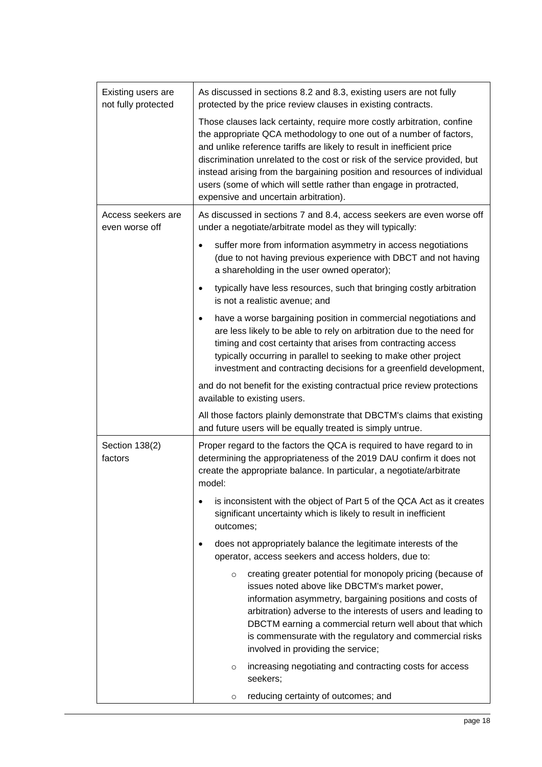| | |
|---|---|
| Existing users are not fully protected | As discussed in sections 8.2 and 8.3, existing users are not fully protected by the price review clauses in existing contracts.<br><br>Those clauses lack certainty, require more costly arbitration, confine the appropriate QCA methodology to one out of a number of factors, and unlike reference tariffs are likely to result in inefficient price discrimination unrelated to the cost or risk of the service provided, but instead arising from the bargaining position and resources of individual users (some of which will settle rather than engage in protracted, expensive and uncertain arbitration). |
| Access seekers are even worse off | As discussed in sections 7 and 8.4, access seekers are even worse off under a negotiate/arbitrate model as they will typically:<br><br>• suffer more from information asymmetry in access negotiations (due to not having previous experience with DBCT and not having a shareholding in the user owned operator);<br>• typically have less resources, such that bringing costly arbitration is not a realistic avenue; and<br>• have a worse bargaining position in commercial negotiations and are less likely to be able to rely on arbitration due to the need for timing and cost certainty that arises from contracting access typically occurring in parallel to seeking to make other project investment and contracting decisions for a greenfield development,<br><br>and do not benefit for the existing contractual price review protections available to existing users.<br><br>All those factors plainly demonstrate that DBCTM's claims that existing and future users will be equally treated is simply untrue. |
| Section 138(2) factors | Proper regard to the factors the QCA is required to have regard to in determining the appropriateness of the 2019 DAU confirm it does not create the appropriate balance. In particular, a negotiate/arbitrate model:<br><br>• is inconsistent with the object of Part 5 of the QCA Act as it creates significant uncertainty which is likely to result in inefficient outcomes;<br>• does not appropriately balance the legitimate interests of the operator, access seekers and access holders, due to:<br>  ○ creating greater potential for monopoly pricing (because of issues noted above like DBCTM's market power, information asymmetry, bargaining positions and costs of arbitration) adverse to the interests of users and leading to DBCTM earning a commercial return well about that which is commensurate with the regulatory and commercial risks involved in providing the service;<br>  ○ increasing negotiating and contracting costs for access seekers;<br>  ○ reducing certainty of outcomes; and |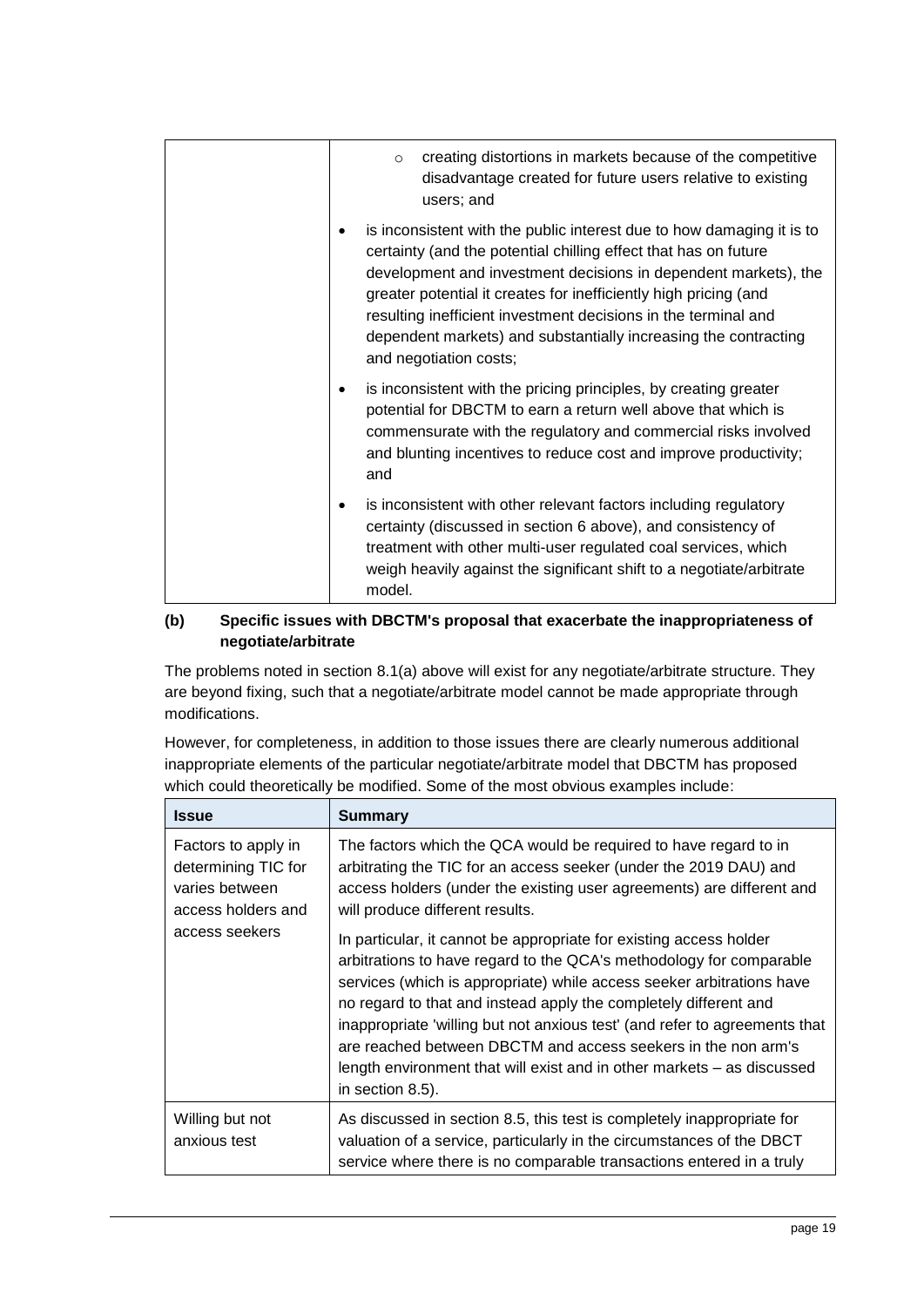| | |
|---|---|
| | - creating distortions in markets because of the competitive disadvantage created for future users relative to existing users; and<br><br>• is inconsistent with the public interest due to how damaging it is to certainty (and the potential chilling effect that has on future development and investment decisions in dependent markets), the greater potential it creates for inefficiently high pricing (and resulting inefficient investment decisions in the terminal and dependent markets) and substantially increasing the contracting and negotiation costs;<br><br>• is inconsistent with the pricing principles, by creating greater potential for DBCTM to earn a return well above that which is commensurate with the regulatory and commercial risks involved and blunting incentives to reduce cost and improve productivity; and<br><br>• is inconsistent with other relevant factors including regulatory certainty (discussed in section 6 above), and consistency of treatment with other multi-user regulated coal services, which weigh heavily against the significant shift to a negotiate/arbitrate model. |

**(b) Specific issues with DBCTM's proposal that exacerbate the inappropriateness of negotiate/arbitrate**

The problems noted in section 8.1(a) above will exist for any negotiate/arbitrate structure. They are beyond fixing, such that a negotiate/arbitrate model cannot be made appropriate through modifications.

However, for completeness, in addition to those issues there are clearly numerous additional inappropriate elements of the particular negotiate/arbitrate model that DBCTM has proposed which could theoretically be modified. Some of the most obvious examples include:

| Issue | Summary |
|---|---|
| Factors to apply in determining TIC for varies between access holders and access seekers | The factors which the QCA would be required to have regard to in arbitrating the TIC for an access seeker (under the 2019 DAU) and access holders (under the existing user agreements) are different and will produce different results.<br><br>In particular, it cannot be appropriate for existing access holder arbitrations to have regard to the QCA's methodology for comparable services (which is appropriate) while access seeker arbitrations have no regard to that and instead apply the completely different and inappropriate 'willing but not anxious test' (and refer to agreements that are reached between DBCTM and access seekers in the non arm's length environment that will exist and in other markets – as discussed in section 8.5). |
| Willing but not anxious test | As discussed in section 8.5, this test is completely inappropriate for valuation of a service, particularly in the circumstances of the DBCT service where there is no comparable transactions entered in a truly |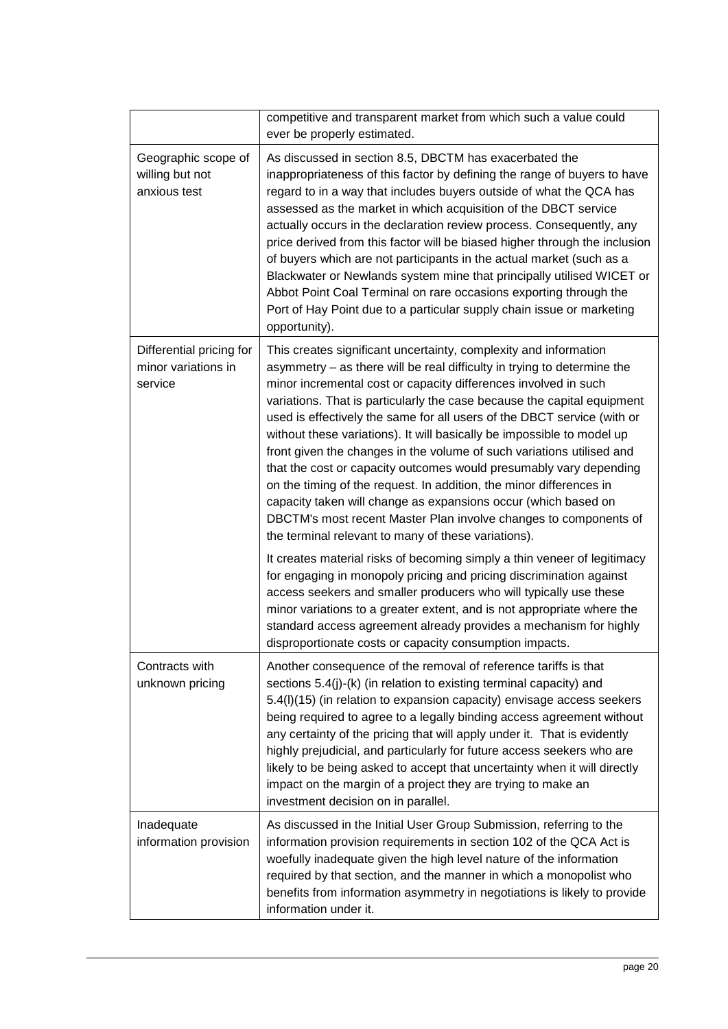| | |
|---|---|
| | competitive and transparent market from which such a value could ever be properly estimated. |
| Geographic scope of willing but not anxious test | As discussed in section 8.5, DBCTM has exacerbated the inappropriateness of this factor by defining the range of buyers to have regard to in a way that includes buyers outside of what the QCA has assessed as the market in which acquisition of the DBCT service actually occurs in the declaration review process. Consequently, any price derived from this factor will be biased higher through the inclusion of buyers which are not participants in the actual market (such as a Blackwater or Newlands system mine that principally utilised WICET or Abbot Point Coal Terminal on rare occasions exporting through the Port of Hay Point due to a particular supply chain issue or marketing opportunity). |
| Differential pricing for minor variations in service | This creates significant uncertainty, complexity and information asymmetry – as there will be real difficulty in trying to determine the minor incremental cost or capacity differences involved in such variations. That is particularly the case because the capital equipment used is effectively the same for all users of the DBCT service (with or without these variations). It will basically be impossible to model up front given the changes in the volume of such variations utilised and that the cost or capacity outcomes would presumably vary depending on the timing of the request. In addition, the minor differences in capacity taken will change as expansions occur (which based on DBCTM's most recent Master Plan involve changes to components of the terminal relevant to many of these variations).<br><br>It creates material risks of becoming simply a thin veneer of legitimacy for engaging in monopoly pricing and pricing discrimination against access seekers and smaller producers who will typically use these minor variations to a greater extent, and is not appropriate where the standard access agreement already provides a mechanism for highly disproportionate costs or capacity consumption impacts. |
| Contracts with unknown pricing | Another consequence of the removal of reference tariffs is that sections 5.4(j)-(k) (in relation to existing terminal capacity) and 5.4(l)(15) (in relation to expansion capacity) envisage access seekers being required to agree to a legally binding access agreement without any certainty of the pricing that will apply under it. That is evidently highly prejudicial, and particularly for future access seekers who are likely to be being asked to accept that uncertainty when it will directly impact on the margin of a project they are trying to make an investment decision on in parallel. |
| Inadequate information provision | As discussed in the Initial User Group Submission, referring to the information provision requirements in section 102 of the QCA Act is woefully inadequate given the high level nature of the information required by that section, and the manner in which a monopolist who benefits from information asymmetry in negotiations is likely to provide information under it. |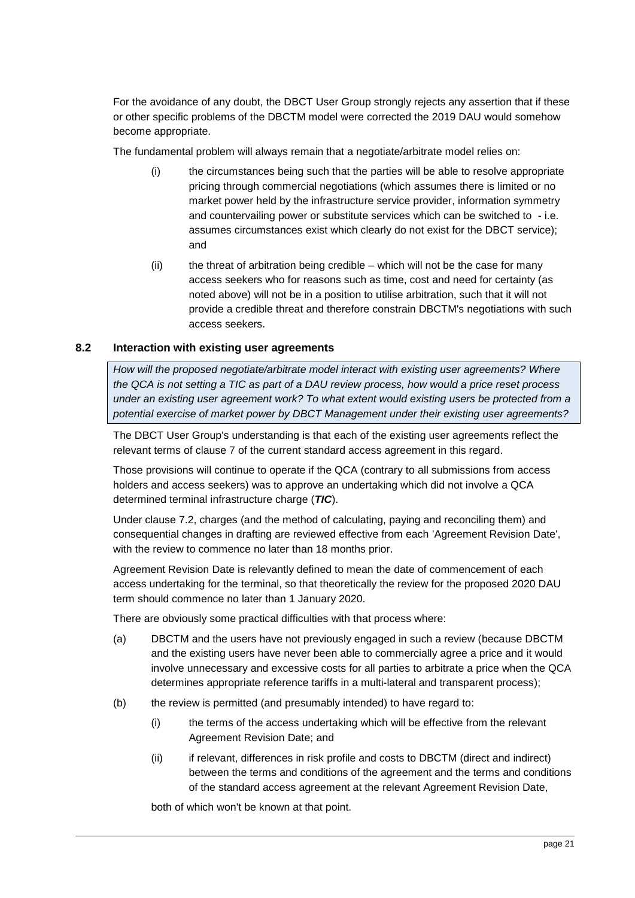For the avoidance of any doubt, the DBCT User Group strongly rejects any assertion that if these or other specific problems of the DBCTM model were corrected the 2019 DAU would somehow become appropriate.

The fundamental problem will always remain that a negotiate/arbitrate model relies on:

(i) the circumstances being such that the parties will be able to resolve appropriate pricing through commercial negotiations (which assumes there is limited or no market power held by the infrastructure service provider, information symmetry and countervailing power or substitute services which can be switched to - i.e. assumes circumstances exist which clearly do not exist for the DBCT service); and

(ii) the threat of arbitration being credible – which will not be the case for many access seekers who for reasons such as time, cost and need for certainty (as noted above) will not be in a position to utilise arbitration, such that it will not provide a credible threat and therefore constrain DBCTM's negotiations with such access seekers.

### 8.2 Interaction with existing user agreements

*How will the proposed negotiate/arbitrate model interact with existing user agreements? Where the QCA is not setting a TIC as part of a DAU review process, how would a price reset process under an existing user agreement work? To what extent would existing users be protected from a potential exercise of market power by DBCT Management under their existing user agreements?*

The DBCT User Group's understanding is that each of the existing user agreements reflect the relevant terms of clause 7 of the current standard access agreement in this regard.

Those provisions will continue to operate if the QCA (contrary to all submissions from access holders and access seekers) was to approve an undertaking which did not involve a QCA determined terminal infrastructure charge (***TIC***).

Under clause 7.2, charges (and the method of calculating, paying and reconciling them) and consequential changes in drafting are reviewed effective from each 'Agreement Revision Date', with the review to commence no later than 18 months prior.

Agreement Revision Date is relevantly defined to mean the date of commencement of each access undertaking for the terminal, so that theoretically the review for the proposed 2020 DAU term should commence no later than 1 January 2020.

There are obviously some practical difficulties with that process where:

(a) DBCTM and the users have not previously engaged in such a review (because DBCTM and the existing users have never been able to commercially agree a price and it would involve unnecessary and excessive costs for all parties to arbitrate a price when the QCA determines appropriate reference tariffs in a multi-lateral and transparent process);

(b) the review is permitted (and presumably intended) to have regard to:

   (i) the terms of the access undertaking which will be effective from the relevant Agreement Revision Date; and

   (ii) if relevant, differences in risk profile and costs to DBCTM (direct and indirect) between the terms and conditions of the agreement and the terms and conditions of the standard access agreement at the relevant Agreement Revision Date,

   both of which won't be known at that point.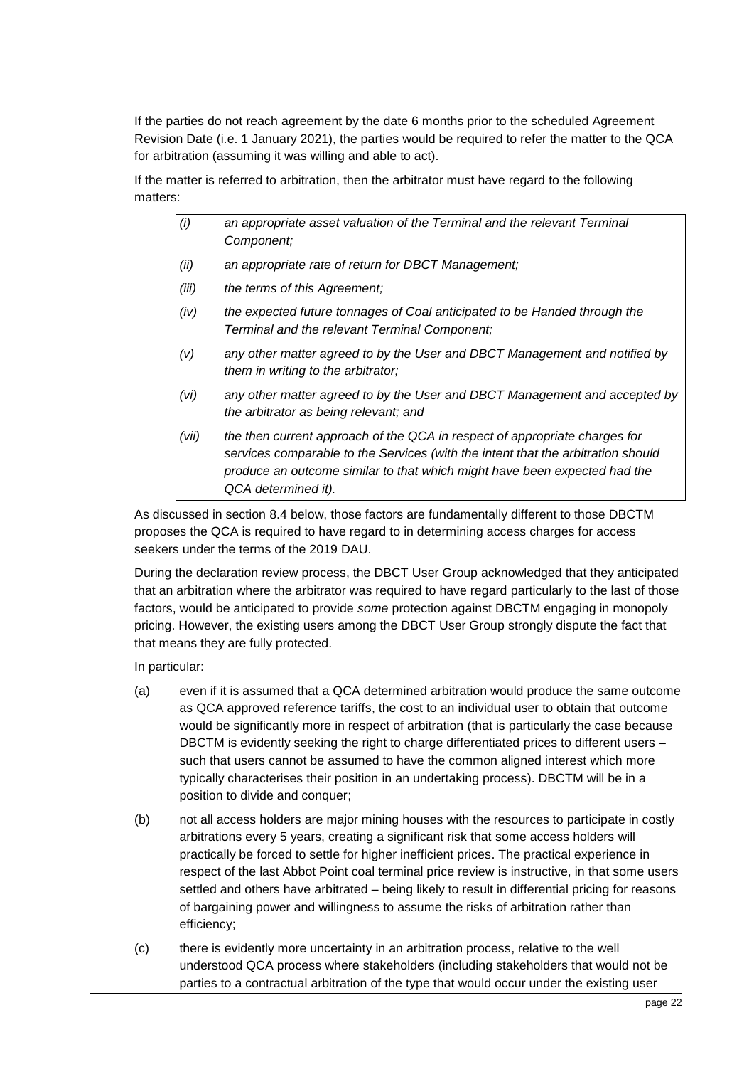If the parties do not reach agreement by the date 6 months prior to the scheduled Agreement Revision Date (i.e. 1 January 2021), the parties would be required to refer the matter to the QCA for arbitration (assuming it was willing and able to act).

If the matter is referred to arbitration, then the arbitrator must have regard to the following matters:

> *(i) an appropriate asset valuation of the Terminal and the relevant Terminal Component;*
>
> *(ii) an appropriate rate of return for DBCT Management;*
>
> *(iii) the terms of this Agreement;*
>
> *(iv) the expected future tonnages of Coal anticipated to be Handed through the Terminal and the relevant Terminal Component;*
>
> *(v) any other matter agreed to by the User and DBCT Management and notified by them in writing to the arbitrator;*
>
> *(vi) any other matter agreed to by the User and DBCT Management and accepted by the arbitrator as being relevant; and*
>
> *(vii) the then current approach of the QCA in respect of appropriate charges for services comparable to the Services (with the intent that the arbitration should produce an outcome similar to that which might have been expected had the QCA determined it).*

As discussed in section 8.4 below, those factors are fundamentally different to those DBCTM proposes the QCA is required to have regard to in determining access charges for access seekers under the terms of the 2019 DAU.

During the declaration review process, the DBCT User Group acknowledged that they anticipated that an arbitration where the arbitrator was required to have regard particularly to the last of those factors, would be anticipated to provide *some* protection against DBCTM engaging in monopoly pricing. However, the existing users among the DBCT User Group strongly dispute the fact that that means they are fully protected.

In particular:

(a) even if it is assumed that a QCA determined arbitration would produce the same outcome as QCA approved reference tariffs, the cost to an individual user to obtain that outcome would be significantly more in respect of arbitration (that is particularly the case because DBCTM is evidently seeking the right to charge differentiated prices to different users – such that users cannot be assumed to have the common aligned interest which more typically characterises their position in an undertaking process). DBCTM will be in a position to divide and conquer;

(b) not all access holders are major mining houses with the resources to participate in costly arbitrations every 5 years, creating a significant risk that some access holders will practically be forced to settle for higher inefficient prices. The practical experience in respect of the last Abbot Point coal terminal price review is instructive, in that some users settled and others have arbitrated – being likely to result in differential pricing for reasons of bargaining power and willingness to assume the risks of arbitration rather than efficiency;

(c) there is evidently more uncertainty in an arbitration process, relative to the well understood QCA process where stakeholders (including stakeholders that would not be parties to a contractual arbitration of the type that would occur under the existing user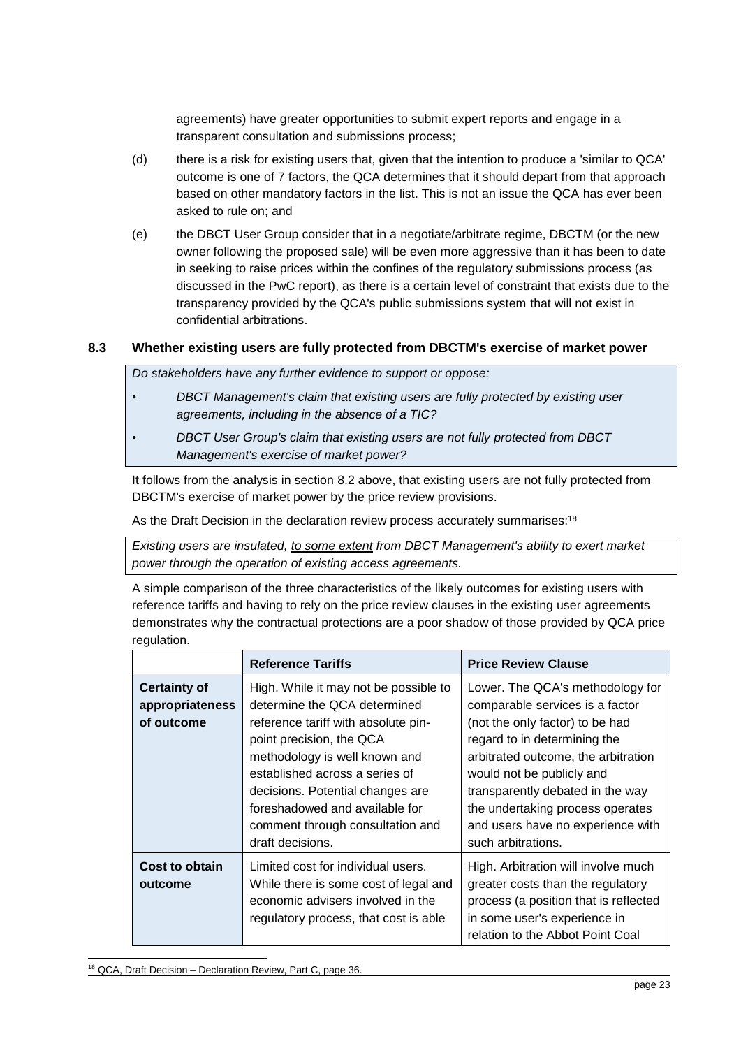agreements) have greater opportunities to submit expert reports and engage in a transparent consultation and submissions process;

(d) there is a risk for existing users that, given that the intention to produce a 'similar to QCA' outcome is one of 7 factors, the QCA determines that it should depart from that approach based on other mandatory factors in the list. This is not an issue the QCA has ever been asked to rule on; and

(e) the DBCT User Group consider that in a negotiate/arbitrate regime, DBCTM (or the new owner following the proposed sale) will be even more aggressive than it has been to date in seeking to raise prices within the confines of the regulatory submissions process (as discussed in the PwC report), as there is a certain level of constraint that exists due to the transparency provided by the QCA's public submissions system that will not exist in confidential arbitrations.

## 8.3 Whether existing users are fully protected from DBCTM's exercise of market power

> *Do stakeholders have any further evidence to support or oppose:*
>
> - *DBCT Management's claim that existing users are fully protected by existing user agreements, including in the absence of a TIC?*
> - *DBCT User Group's claim that existing users are not fully protected from DBCT Management's exercise of market power?*

It follows from the analysis in section 8.2 above, that existing users are not fully protected from DBCTM's exercise of market power by the price review provisions.

As the Draft Decision in the declaration review process accurately summarises:[18]

> *Existing users are insulated, <u>to some extent</u> from DBCT Management's ability to exert market power through the operation of existing access agreements.*

A simple comparison of the three characteristics of the likely outcomes for existing users with reference tariffs and having to rely on the price review clauses in the existing user agreements demonstrates why the contractual protections are a poor shadow of those provided by QCA price regulation.

| | Reference Tariffs | Price Review Clause |
|---|---|---|
| **Certainty of appropriateness of outcome** | High. While it may not be possible to determine the QCA determined reference tariff with absolute pin-point precision, the QCA methodology is well known and established across a series of decisions. Potential changes are foreshadowed and available for comment through consultation and draft decisions. | Lower. The QCA's methodology for comparable services is a factor (not the only factor) to be had regard to in determining the arbitrated outcome, the arbitration would not be publicly and transparently debated in the way the undertaking process operates and users have no experience with such arbitrations. |
| **Cost to obtain outcome** | Limited cost for individual users. While there is some cost of legal and economic advisers involved in the regulatory process, that cost is able | High. Arbitration will involve much greater costs than the regulatory process (a position that is reflected in some user's experience in relation to the Abbot Point Coal |

[18] QCA, Draft Decision – Declaration Review, Part C, page 36.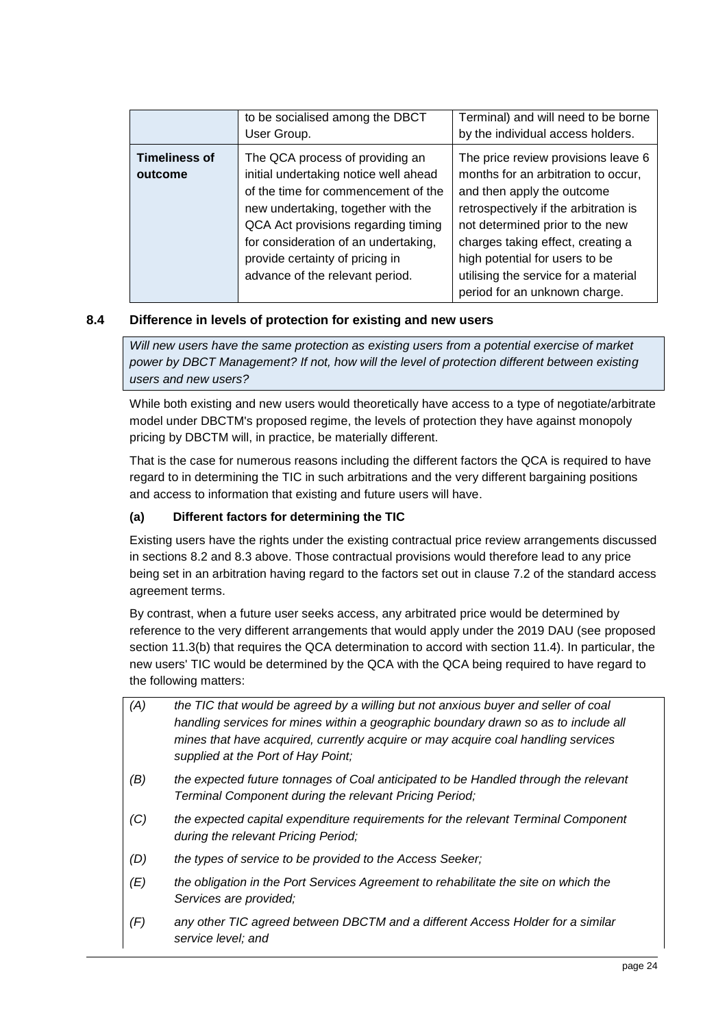| | to be socialised among the DBCT User Group. | Terminal) and will need to be borne by the individual access holders. |
|---|---|---|
| **Timeliness of outcome** | The QCA process of providing an initial undertaking notice well ahead of the time for commencement of the new undertaking, together with the QCA Act provisions regarding timing for consideration of an undertaking, provide certainty of pricing in advance of the relevant period. | The price review provisions leave 6 months for an arbitration to occur, and then apply the outcome retrospectively if the arbitration is not determined prior to the new charges taking effect, creating a high potential for users to be utilising the service for a material period for an unknown charge. |

## 8.4 Difference in levels of protection for existing and new users

*Will new users have the same protection as existing users from a potential exercise of market power by DBCT Management? If not, how will the level of protection different between existing users and new users?*

While both existing and new users would theoretically have access to a type of negotiate/arbitrate model under DBCTM's proposed regime, the levels of protection they have against monopoly pricing by DBCTM will, in practice, be materially different.

That is the case for numerous reasons including the different factors the QCA is required to have regard to in determining the TIC in such arbitrations and the very different bargaining positions and access to information that existing and future users will have.

### (a) Different factors for determining the TIC

Existing users have the rights under the existing contractual price review arrangements discussed in sections 8.2 and 8.3 above. Those contractual provisions would therefore lead to any price being set in an arbitration having regard to the factors set out in clause 7.2 of the standard access agreement terms.

By contrast, when a future user seeks access, any arbitrated price would be determined by reference to the very different arrangements that would apply under the 2019 DAU (see proposed section 11.3(b) that requires the QCA determination to accord with section 11.4). In particular, the new users' TIC would be determined by the QCA with the QCA being required to have regard to the following matters:

> *(A) the TIC that would be agreed by a willing but not anxious buyer and seller of coal handling services for mines within a geographic boundary drawn so as to include all mines that have acquired, currently acquire or may acquire coal handling services supplied at the Port of Hay Point;*
>
> *(B) the expected future tonnages of Coal anticipated to be Handled through the relevant Terminal Component during the relevant Pricing Period;*
>
> *(C) the expected capital expenditure requirements for the relevant Terminal Component during the relevant Pricing Period;*
>
> *(D) the types of service to be provided to the Access Seeker;*
>
> *(E) the obligation in the Port Services Agreement to rehabilitate the site on which the Services are provided;*
>
> *(F) any other TIC agreed between DBCTM and a different Access Holder for a similar service level; and*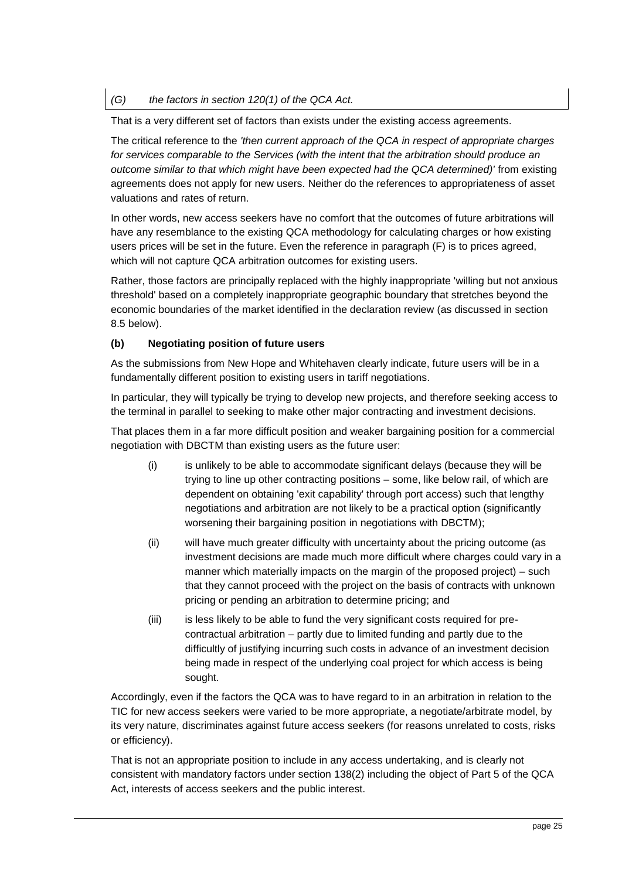*(G) the factors in section 120(1) of the QCA Act.*

That is a very different set of factors than exists under the existing access agreements.

The critical reference to the *'then current approach of the QCA in respect of appropriate charges for services comparable to the Services (with the intent that the arbitration should produce an outcome similar to that which might have been expected had the QCA determined)'* from existing agreements does not apply for new users. Neither do the references to appropriateness of asset valuations and rates of return.

In other words, new access seekers have no comfort that the outcomes of future arbitrations will have any resemblance to the existing QCA methodology for calculating charges or how existing users prices will be set in the future. Even the reference in paragraph (F) is to prices agreed, which will not capture QCA arbitration outcomes for existing users.

Rather, those factors are principally replaced with the highly inappropriate 'willing but not anxious threshold' based on a completely inappropriate geographic boundary that stretches beyond the economic boundaries of the market identified in the declaration review (as discussed in section 8.5 below).

**(b) Negotiating position of future users**

As the submissions from New Hope and Whitehaven clearly indicate, future users will be in a fundamentally different position to existing users in tariff negotiations.

In particular, they will typically be trying to develop new projects, and therefore seeking access to the terminal in parallel to seeking to make other major contracting and investment decisions.

That places them in a far more difficult position and weaker bargaining position for a commercial negotiation with DBCTM than existing users as the future user:

(i) is unlikely to be able to accommodate significant delays (because they will be trying to line up other contracting positions – some, like below rail, of which are dependent on obtaining 'exit capability' through port access) such that lengthy negotiations and arbitration are not likely to be a practical option (significantly worsening their bargaining position in negotiations with DBCTM);

(ii) will have much greater difficulty with uncertainty about the pricing outcome (as investment decisions are made much more difficult where charges could vary in a manner which materially impacts on the margin of the proposed project) – such that they cannot proceed with the project on the basis of contracts with unknown pricing or pending an arbitration to determine pricing; and

(iii) is less likely to be able to fund the very significant costs required for pre-contractual arbitration – partly due to limited funding and partly due to the difficultly of justifying incurring such costs in advance of an investment decision being made in respect of the underlying coal project for which access is being sought.

Accordingly, even if the factors the QCA was to have regard to in an arbitration in relation to the TIC for new access seekers were varied to be more appropriate, a negotiate/arbitrate model, by its very nature, discriminates against future access seekers (for reasons unrelated to costs, risks or efficiency).

That is not an appropriate position to include in any access undertaking, and is clearly not consistent with mandatory factors under section 138(2) including the object of Part 5 of the QCA Act, interests of access seekers and the public interest.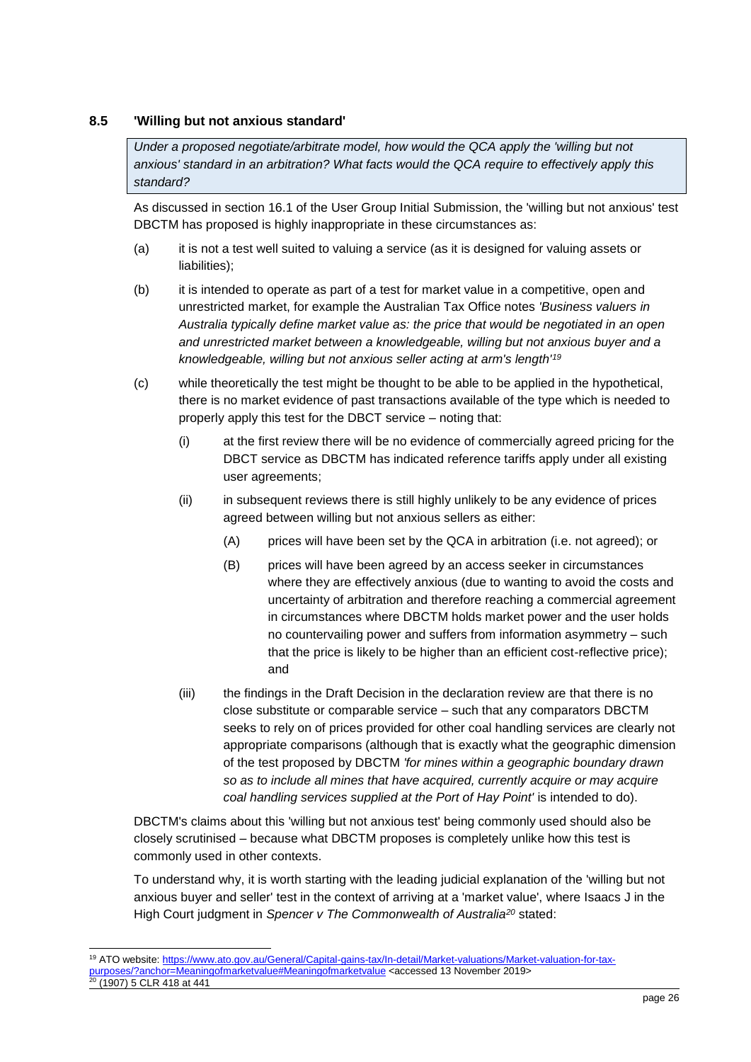## 8.5 'Willing but not anxious standard'

*Under a proposed negotiate/arbitrate model, how would the QCA apply the 'willing but not anxious' standard in an arbitration? What facts would the QCA require to effectively apply this standard?*

As discussed in section 16.1 of the User Group Initial Submission, the 'willing but not anxious' test DBCTM has proposed is highly inappropriate in these circumstances as:

(a) it is not a test well suited to valuing a service (as it is designed for valuing assets or liabilities);

(b) it is intended to operate as part of a test for market value in a competitive, open and unrestricted market, for example the Australian Tax Office notes *'Business valuers in Australia typically define market value as: the price that would be negotiated in an open and unrestricted market between a knowledgeable, willing but not anxious buyer and a knowledgeable, willing but not anxious seller acting at arm's length'*[19]

(c) while theoretically the test might be thought to be able to be applied in the hypothetical, there is no market evidence of past transactions available of the type which is needed to properly apply this test for the DBCT service – noting that:

   (i) at the first review there will be no evidence of commercially agreed pricing for the DBCT service as DBCTM has indicated reference tariffs apply under all existing user agreements;

   (ii) in subsequent reviews there is still highly unlikely to be any evidence of prices agreed between willing but not anxious sellers as either:

      (A) prices will have been set by the QCA in arbitration (i.e. not agreed); or

      (B) prices will have been agreed by an access seeker in circumstances where they are effectively anxious (due to wanting to avoid the costs and uncertainty of arbitration and therefore reaching a commercial agreement in circumstances where DBCTM holds market power and the user holds no countervailing power and suffers from information asymmetry – such that the price is likely to be higher than an efficient cost-reflective price); and

   (iii) the findings in the Draft Decision in the declaration review are that there is no close substitute or comparable service – such that any comparators DBCTM seeks to rely on of prices provided for other coal handling services are clearly not appropriate comparisons (although that is exactly what the geographic dimension of the test proposed by DBCTM *'for mines within a geographic boundary drawn so as to include all mines that have acquired, currently acquire or may acquire coal handling services supplied at the Port of Hay Point'* is intended to do).

DBCTM's claims about this 'willing but not anxious test' being commonly used should also be closely scrutinised – because what DBCTM proposes is completely unlike how this test is commonly used in other contexts.

To understand why, it is worth starting with the leading judicial explanation of the 'willing but not anxious buyer and seller' test in the context of arriving at a 'market value', where Isaacs J in the High Court judgment in *Spencer v The Commonwealth of Australia*[20] stated:

---

[19] ATO website: https://www.ato.gov.au/General/Capital-gains-tax/In-detail/Market-valuations/Market-valuation-for-tax-purposes/?anchor=Meaningofmarketvalue#Meaningofmarketvalue <accessed 13 November 2019>

[20] (1907) 5 CLR 418 at 441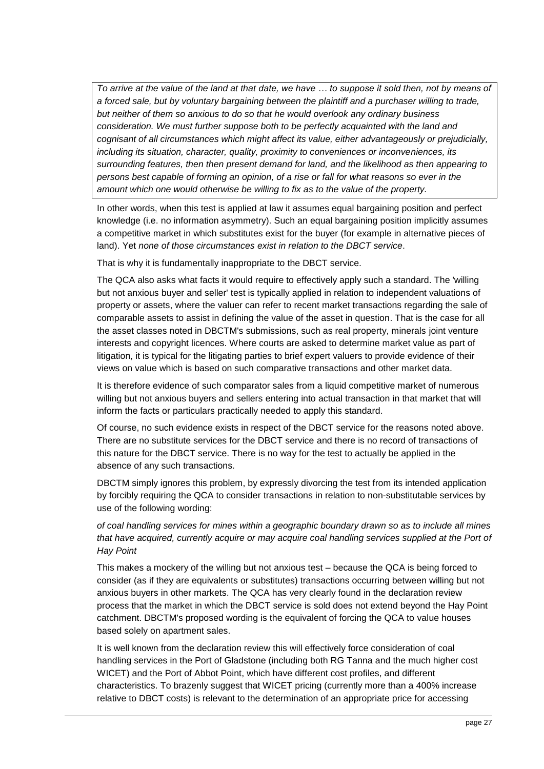> *To arrive at the value of the land at that date, we have … to suppose it sold then, not by means of a forced sale, but by voluntary bargaining between the plaintiff and a purchaser willing to trade, but neither of them so anxious to do so that he would overlook any ordinary business consideration. We must further suppose both to be perfectly acquainted with the land and cognisant of all circumstances which might affect its value, either advantageously or prejudicially, including its situation, character, quality, proximity to conveniences or inconveniences, its surrounding features, then then present demand for land, and the likelihood as then appearing to persons best capable of forming an opinion, of a rise or fall for what reasons so ever in the amount which one would otherwise be willing to fix as to the value of the property.*

In other words, when this test is applied at law it assumes equal bargaining position and perfect knowledge (i.e. no information asymmetry). Such an equal bargaining position implicitly assumes a competitive market in which substitutes exist for the buyer (for example in alternative pieces of land). Yet *none of those circumstances exist in relation to the DBCT service*.

That is why it is fundamentally inappropriate to the DBCT service.

The QCA also asks what facts it would require to effectively apply such a standard. The 'willing but not anxious buyer and seller' test is typically applied in relation to independent valuations of property or assets, where the valuer can refer to recent market transactions regarding the sale of comparable assets to assist in defining the value of the asset in question. That is the case for all the asset classes noted in DBCTM's submissions, such as real property, minerals joint venture interests and copyright licences. Where courts are asked to determine market value as part of litigation, it is typical for the litigating parties to brief expert valuers to provide evidence of their views on value which is based on such comparative transactions and other market data.

It is therefore evidence of such comparator sales from a liquid competitive market of numerous willing but not anxious buyers and sellers entering into actual transaction in that market that will inform the facts or particulars practically needed to apply this standard.

Of course, no such evidence exists in respect of the DBCT service for the reasons noted above. There are no substitute services for the DBCT service and there is no record of transactions of this nature for the DBCT service. There is no way for the test to actually be applied in the absence of any such transactions.

DBCTM simply ignores this problem, by expressly divorcing the test from its intended application by forcibly requiring the QCA to consider transactions in relation to non-substitutable services by use of the following wording:

*of coal handling services for mines within a geographic boundary drawn so as to include all mines that have acquired, currently acquire or may acquire coal handling services supplied at the Port of Hay Point*

This makes a mockery of the willing but not anxious test – because the QCA is being forced to consider (as if they are equivalents or substitutes) transactions occurring between willing but not anxious buyers in other markets. The QCA has very clearly found in the declaration review process that the market in which the DBCT service is sold does not extend beyond the Hay Point catchment. DBCTM's proposed wording is the equivalent of forcing the QCA to value houses based solely on apartment sales.

It is well known from the declaration review this will effectively force consideration of coal handling services in the Port of Gladstone (including both RG Tanna and the much higher cost WICET) and the Port of Abbot Point, which have different cost profiles, and different characteristics. To brazenly suggest that WICET pricing (currently more than a 400% increase relative to DBCT costs) is relevant to the determination of an appropriate price for accessing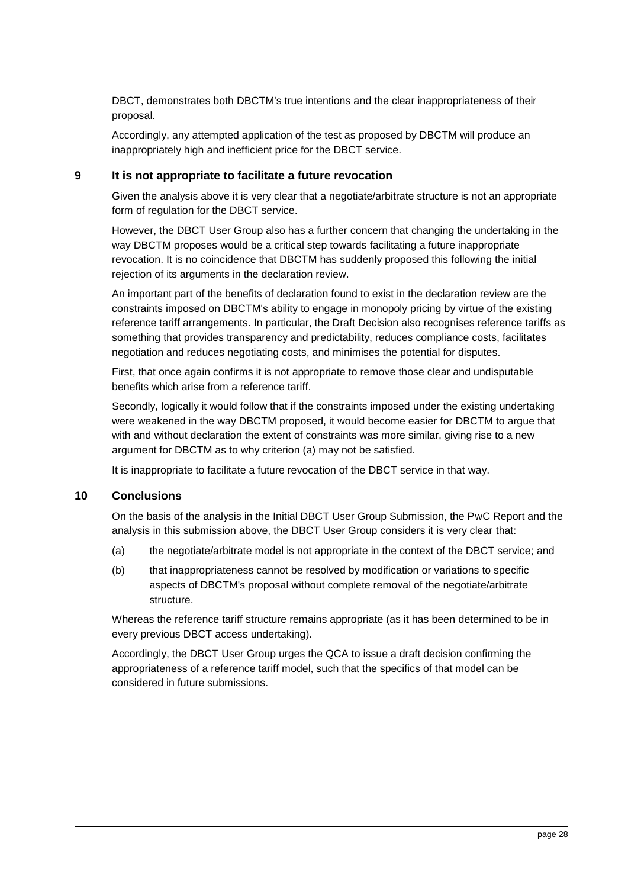DBCT, demonstrates both DBCTM's true intentions and the clear inappropriateness of their proposal.

Accordingly, any attempted application of the test as proposed by DBCTM will produce an inappropriately high and inefficient price for the DBCT service.

## 9 It is not appropriate to facilitate a future revocation

Given the analysis above it is very clear that a negotiate/arbitrate structure is not an appropriate form of regulation for the DBCT service.

However, the DBCT User Group also has a further concern that changing the undertaking in the way DBCTM proposes would be a critical step towards facilitating a future inappropriate revocation. It is no coincidence that DBCTM has suddenly proposed this following the initial rejection of its arguments in the declaration review.

An important part of the benefits of declaration found to exist in the declaration review are the constraints imposed on DBCTM's ability to engage in monopoly pricing by virtue of the existing reference tariff arrangements. In particular, the Draft Decision also recognises reference tariffs as something that provides transparency and predictability, reduces compliance costs, facilitates negotiation and reduces negotiating costs, and minimises the potential for disputes.

First, that once again confirms it is not appropriate to remove those clear and undisputable benefits which arise from a reference tariff.

Secondly, logically it would follow that if the constraints imposed under the existing undertaking were weakened in the way DBCTM proposed, it would become easier for DBCTM to argue that with and without declaration the extent of constraints was more similar, giving rise to a new argument for DBCTM as to why criterion (a) may not be satisfied.

It is inappropriate to facilitate a future revocation of the DBCT service in that way.

## 10 Conclusions

On the basis of the analysis in the Initial DBCT User Group Submission, the PwC Report and the analysis in this submission above, the DBCT User Group considers it is very clear that:

(a) the negotiate/arbitrate model is not appropriate in the context of the DBCT service; and

(b) that inappropriateness cannot be resolved by modification or variations to specific aspects of DBCTM's proposal without complete removal of the negotiate/arbitrate structure.

Whereas the reference tariff structure remains appropriate (as it has been determined to be in every previous DBCT access undertaking).

Accordingly, the DBCT User Group urges the QCA to issue a draft decision confirming the appropriateness of a reference tariff model, such that the specifics of that model can be considered in future submissions.